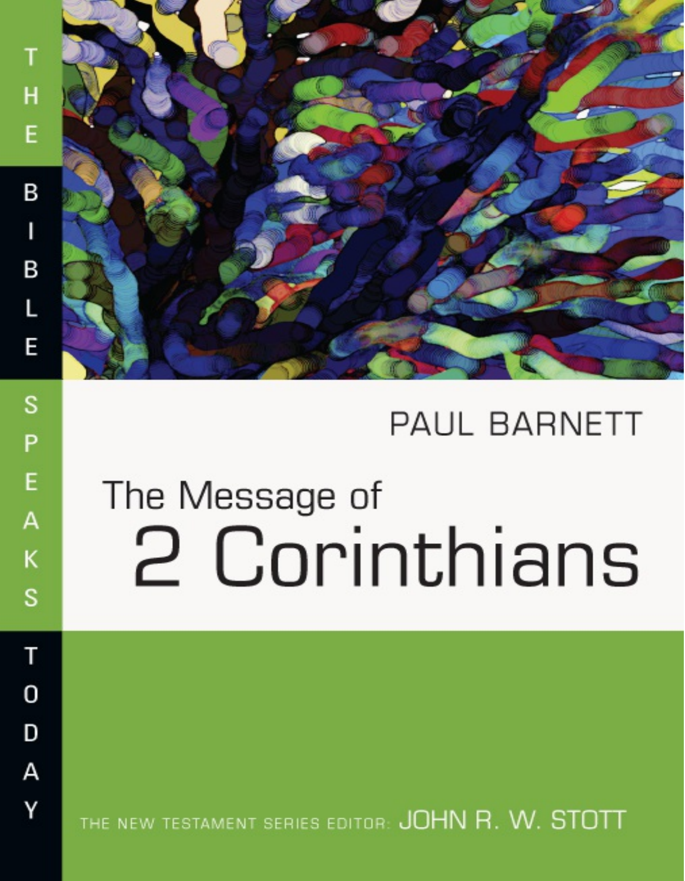THE BIBLE SPEAKS TODAY

PAUL BARNETT

# The Message of 2 Corinthians

THE NEW TESTAMENT SERIES EDITOR: JOHN R. W. STOTT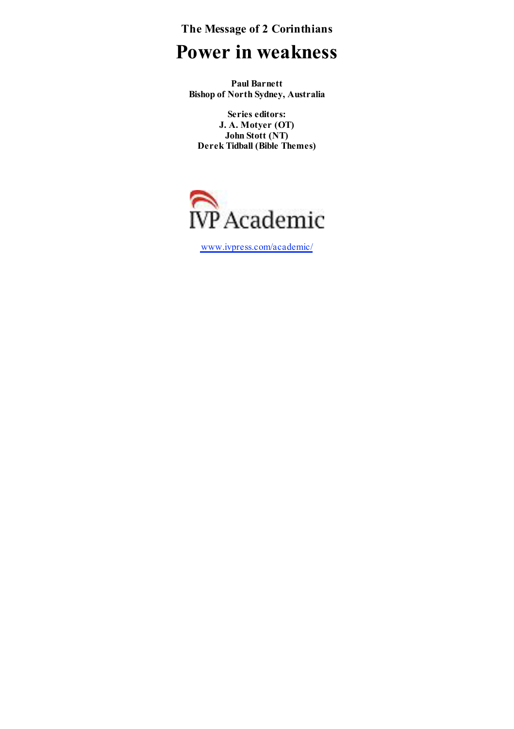**The Message of 2 Corinthians**

# Power in weakness

**Paul Barnett**
**Bishop of North Sydney, Australia**

**Series editors:**
**J. A. Motyer (OT)**
**John Stott (NT)**
**Derek Tidball (Bible Themes)**

IVP Academic

www.ivpress.com/academic/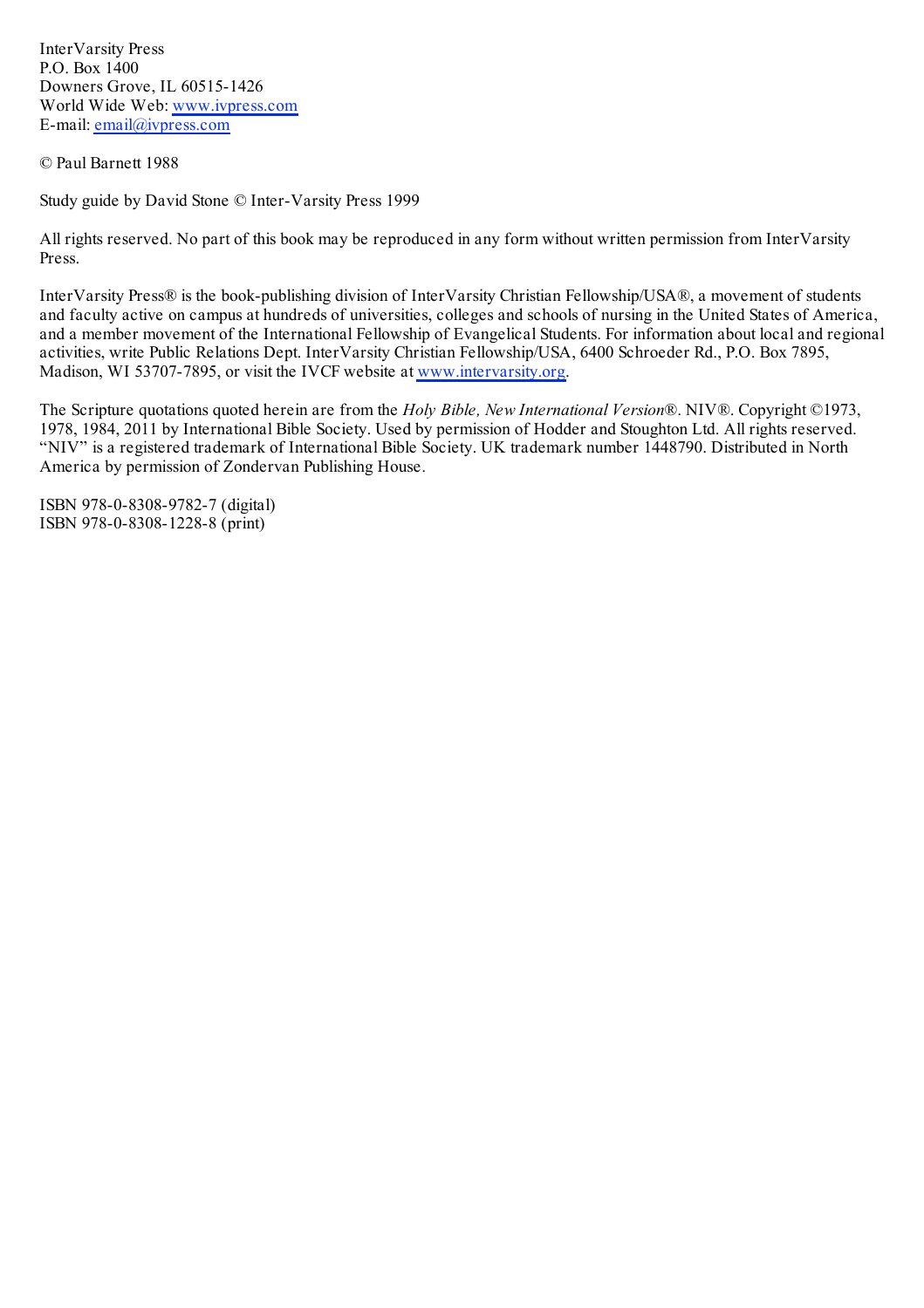InterVarsity Press
P.O. Box 1400
Downers Grove, IL 60515-1426
World Wide Web: [www.ivpress.com](http://www.ivpress.com)
E-mail: [email@ivpress.com](mailto:email@ivpress.com)

© Paul Barnett 1988

Study guide by David Stone © Inter-Varsity Press 1999

All rights reserved. No part of this book may be reproduced in any form without written permission from InterVarsity Press.

InterVarsity Press® is the book-publishing division of InterVarsity Christian Fellowship/USA®, a movement of students and faculty active on campus at hundreds of universities, colleges and schools of nursing in the United States of America, and a member movement of the International Fellowship of Evangelical Students. For information about local and regional activities, write Public Relations Dept. InterVarsity Christian Fellowship/USA, 6400 Schroeder Rd., P.O. Box 7895, Madison, WI 53707-7895, or visit the IVCF website at [www.intervarsity.org](http://www.intervarsity.org).

The Scripture quotations quoted herein are from the *Holy Bible, New International Version*®. NIV®. Copyright ©1973, 1978, 1984, 2011 by International Bible Society. Used by permission of Hodder and Stoughton Ltd. All rights reserved. "NIV" is a registered trademark of International Bible Society. UK trademark number 1448790. Distributed in North America by permission of Zondervan Publishing House.

ISBN 978-0-8308-9782-7 (digital)
ISBN 978-0-8308-1228-8 (print)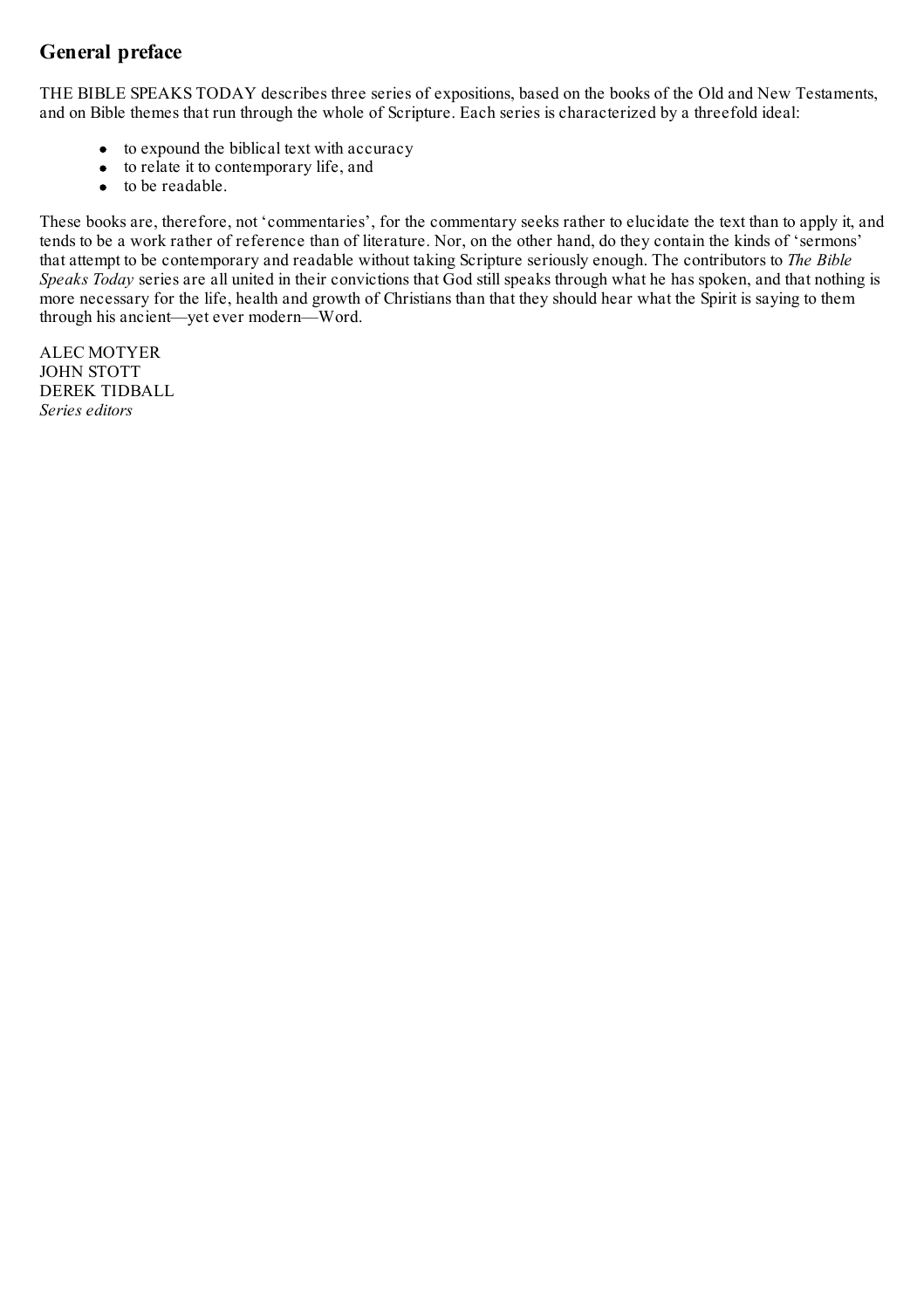## General preface

THE BIBLE SPEAKS TODAY describes three series of expositions, based on the books of the Old and New Testaments, and on Bible themes that run through the whole of Scripture. Each series is characterized by a threefold ideal:

- to expound the biblical text with accuracy
- to relate it to contemporary life, and
- to be readable.

These books are, therefore, not 'commentaries', for the commentary seeks rather to elucidate the text than to apply it, and tends to be a work rather of reference than of literature. Nor, on the other hand, do they contain the kinds of 'sermons' that attempt to be contemporary and readable without taking Scripture seriously enough. The contributors to *The Bible Speaks Today* series are all united in their convictions that God still speaks through what he has spoken, and that nothing is more necessary for the life, health and growth of Christians than that they should hear what the Spirit is saying to them through his ancient—yet ever modern—Word.

ALEC MOTYER
JOHN STOTT
DEREK TIDBALL
*Series editors*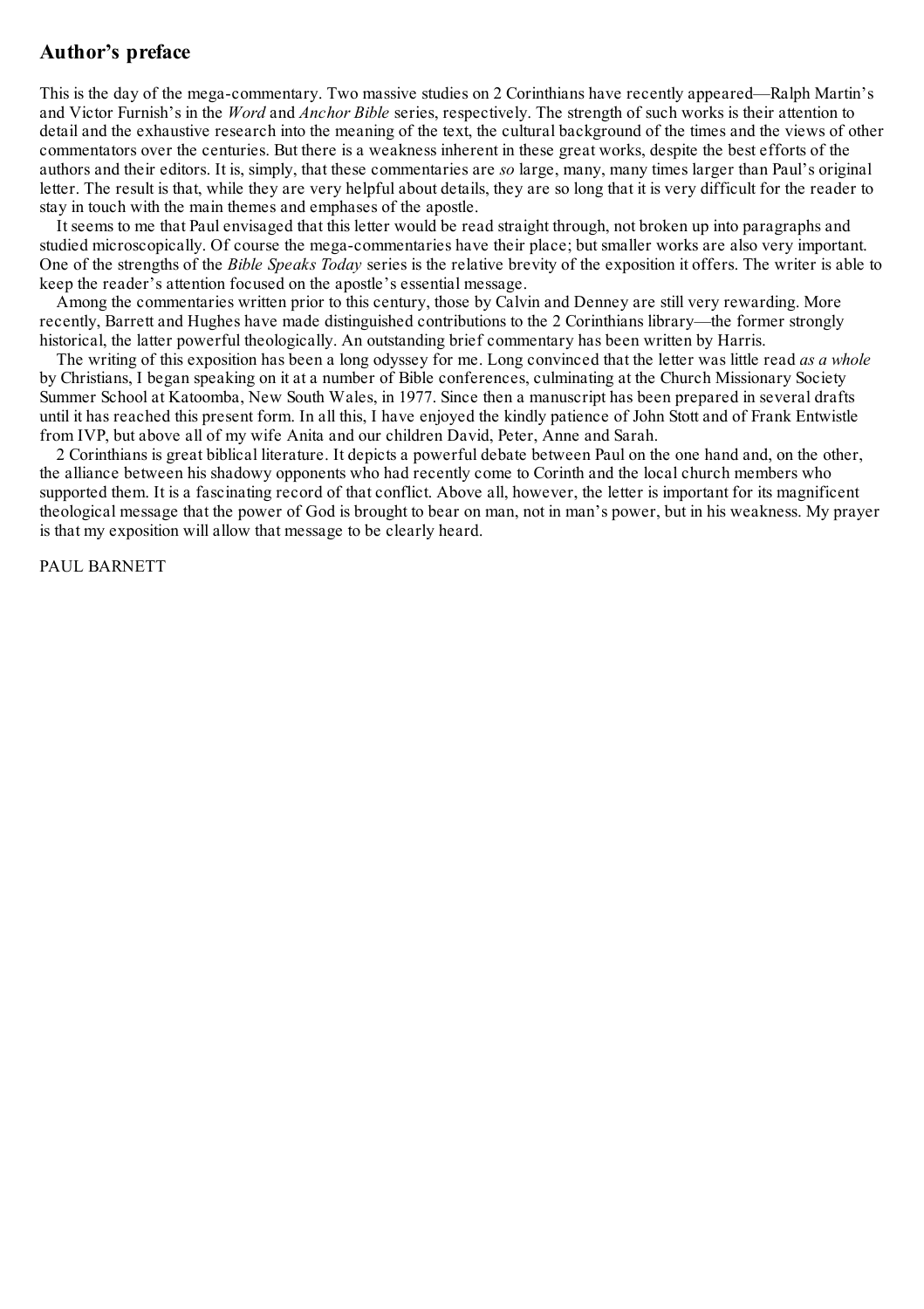## Author's preface

This is the day of the mega-commentary. Two massive studies on 2 Corinthians have recently appeared—Ralph Martin's and Victor Furnish's in the *Word* and *Anchor Bible* series, respectively. The strength of such works is their attention to detail and the exhaustive research into the meaning of the text, the cultural background of the times and the views of other commentators over the centuries. But there is a weakness inherent in these great works, despite the best efforts of the authors and their editors. It is, simply, that these commentaries are *so* large, many, many times larger than Paul's original letter. The result is that, while they are very helpful about details, they are so long that it is very difficult for the reader to stay in touch with the main themes and emphases of the apostle.

It seems to me that Paul envisaged that this letter would be read straight through, not broken up into paragraphs and studied microscopically. Of course the mega-commentaries have their place; but smaller works are also very important. One of the strengths of the *Bible Speaks Today* series is the relative brevity of the exposition it offers. The writer is able to keep the reader's attention focused on the apostle's essential message.

Among the commentaries written prior to this century, those by Calvin and Denney are still very rewarding. More recently, Barrett and Hughes have made distinguished contributions to the 2 Corinthians library—the former strongly historical, the latter powerful theologically. An outstanding brief commentary has been written by Harris.

The writing of this exposition has been a long odyssey for me. Long convinced that the letter was little read *as a whole* by Christians, I began speaking on it at a number of Bible conferences, culminating at the Church Missionary Society Summer School at Katoomba, New South Wales, in 1977. Since then a manuscript has been prepared in several drafts until it has reached this present form. In all this, I have enjoyed the kindly patience of John Stott and of Frank Entwistle from IVP, but above all of my wife Anita and our children David, Peter, Anne and Sarah.

2 Corinthians is great biblical literature. It depicts a powerful debate between Paul on the one hand and, on the other, the alliance between his shadowy opponents who had recently come to Corinth and the local church members who supported them. It is a fascinating record of that conflict. Above all, however, the letter is important for its magnificent theological message that the power of God is brought to bear on man, not in man's power, but in his weakness. My prayer is that my exposition will allow that message to be clearly heard.

PAUL BARNETT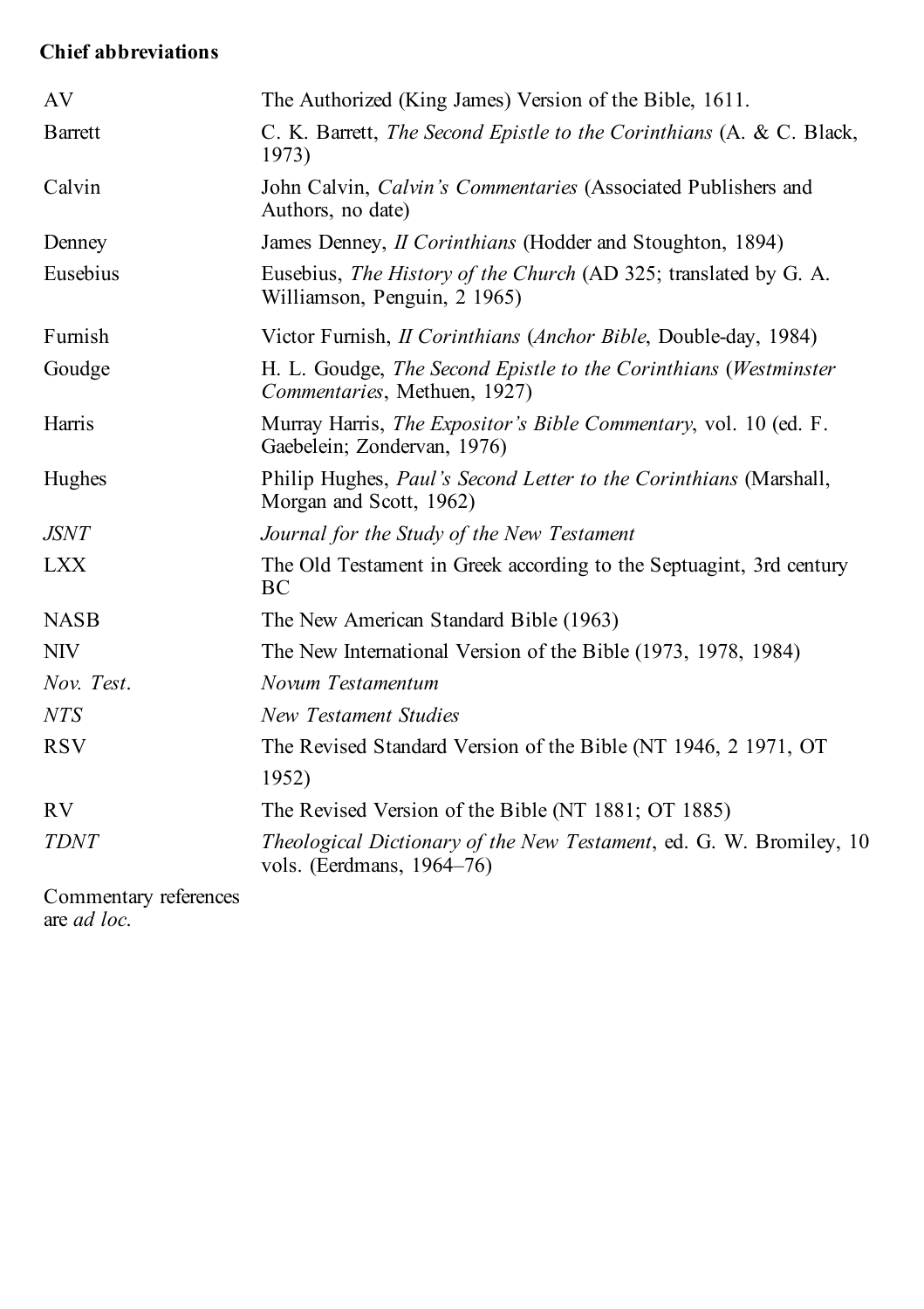**Chief abbreviations**

| | |
|---|---|
| AV | The Authorized (King James) Version of the Bible, 1611. |
| Barrett | C. K. Barrett, *The Second Epistle to the Corinthians* (A. & C. Black, 1973) |
| Calvin | John Calvin, *Calvin's Commentaries* (Associated Publishers and Authors, no date) |
| Denney | James Denney, *II Corinthians* (Hodder and Stoughton, 1894) |
| Eusebius | Eusebius, *The History of the Church* (AD 325; translated by G. A. Williamson, Penguin, 2 1965) |
| Furnish | Victor Furnish, *II Corinthians* (*Anchor Bible*, Double-day, 1984) |
| Goudge | H. L. Goudge, *The Second Epistle to the Corinthians* (*Westminster Commentaries*, Methuen, 1927) |
| Harris | Murray Harris, *The Expositor's Bible Commentary*, vol. 10 (ed. F. Gaebelein; Zondervan, 1976) |
| Hughes | Philip Hughes, *Paul's Second Letter to the Corinthians* (Marshall, Morgan and Scott, 1962) |
| *JSNT* | *Journal for the Study of the New Testament* |
| LXX | The Old Testament in Greek according to the Septuagint, 3rd century BC |
| NASB | The New American Standard Bible (1963) |
| NIV | The New International Version of the Bible (1973, 1978, 1984) |
| *Nov. Test.* | *Novum Testamentum* |
| *NTS* | *New Testament Studies* |
| RSV | The Revised Standard Version of the Bible (NT 1946, 2 1971, OT 1952) |
| RV | The Revised Version of the Bible (NT 1881; OT 1885) |
| *TDNT* | *Theological Dictionary of the New Testament*, ed. G. W. Bromiley, 10 vols. (Eerdmans, 1964–76) |

Commentary references are *ad loc*.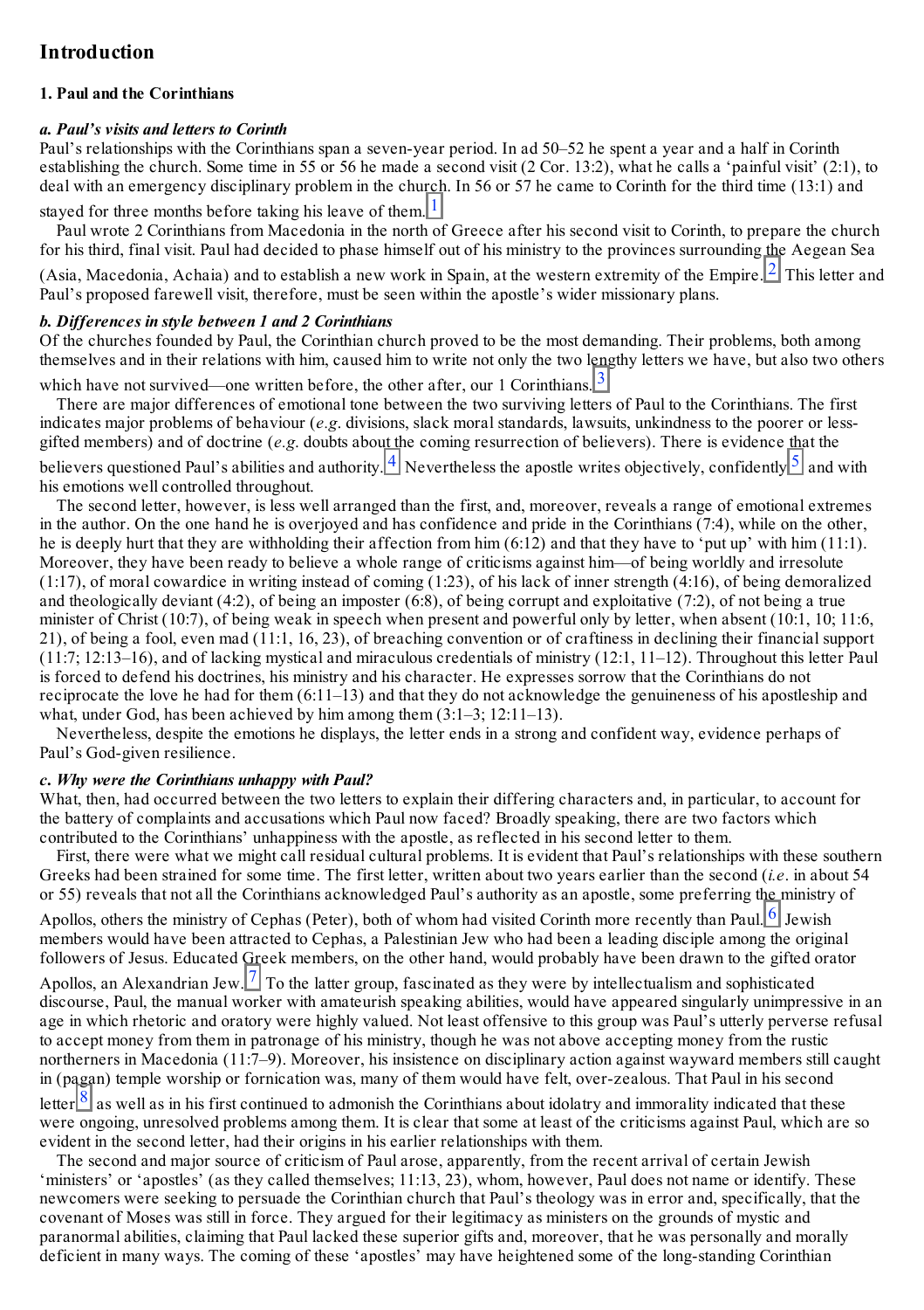# Introduction

### 1. Paul and the Corinthians

#### *a. Paul's visits and letters to Corinth*

Paul's relationships with the Corinthians span a seven-year period. In AD 50–52 he spent a year and a half in Corinth establishing the church. Some time in 55 or 56 he made a second visit (2 Cor. 13:2), what he calls a 'painful visit' (2:1), to deal with an emergency disciplinary problem in the church. In 56 or 57 he came to Corinth for the third time (13:1) and stayed for three months before taking his leave of them.[1]

Paul wrote 2 Corinthians from Macedonia in the north of Greece after his second visit to Corinth, to prepare the church for his third, final visit. Paul had decided to phase himself out of his ministry to the provinces surrounding the Aegean Sea (Asia, Macedonia, Achaia) and to establish a new work in Spain, at the western extremity of the Empire.[2] This letter and Paul's proposed farewell visit, therefore, must be seen within the apostle's wider missionary plans.

#### *b. Differences in style between 1 and 2 Corinthians*

Of the churches founded by Paul, the Corinthian church proved to be the most demanding. Their problems, both among themselves and in their relations with him, caused him to write not only the two lengthy letters we have, but also two others which have not survived—one written before, the other after, our 1 Corinthians.[3]

There are major differences of emotional tone between the two surviving letters of Paul to the Corinthians. The first indicates major problems of behaviour (*e.g.* divisions, slack moral standards, lawsuits, unkindness to the poorer or less-gifted members) and of doctrine (*e.g.* doubts about the coming resurrection of believers). There is evidence that the believers questioned Paul's abilities and authority.[4] Nevertheless the apostle writes objectively, confidently[5] and with his emotions well controlled throughout.

The second letter, however, is less well arranged than the first, and, moreover, reveals a range of emotional extremes in the author. On the one hand he is overjoyed and has confidence and pride in the Corinthians (7:4), while on the other, he is deeply hurt that they are withholding their affection from him (6:12) and that they have to 'put up' with him (11:1). Moreover, they have been ready to believe a whole range of criticisms against him—of being worldly and irresolute (1:17), of moral cowardice in writing instead of coming (1:23), of his lack of inner strength (4:16), of being demoralized and theologically deviant (4:2), of being an imposter (6:8), of being corrupt and exploitative (7:2), of not being a true minister of Christ (10:7), of being weak in speech when present and powerful only by letter, when absent (10:1, 10; 11:6, 21), of being a fool, even mad (11:1, 16, 23), of breaching convention or of craftiness in declining their financial support (11:7; 12:13–16), and of lacking mystical and miraculous credentials of ministry (12:1, 11–12). Throughout this letter Paul is forced to defend his doctrines, his ministry and his character. He expresses sorrow that the Corinthians do not reciprocate the love he had for them (6:11–13) and that they do not acknowledge the genuineness of his apostleship and what, under God, has been achieved by him among them (3:1–3; 12:11–13).

Nevertheless, despite the emotions he displays, the letter ends in a strong and confident way, evidence perhaps of Paul's God-given resilience.

#### *c. Why were the Corinthians unhappy with Paul?*

What, then, had occurred between the two letters to explain their differing characters and, in particular, to account for the battery of complaints and accusations which Paul now faced? Broadly speaking, there are two factors which contributed to the Corinthians' unhappiness with the apostle, as reflected in his second letter to them.

First, there were what we might call residual cultural problems. It is evident that Paul's relationships with these southern Greeks had been strained for some time. The first letter, written about two years earlier than the second (*i.e.* in about 54 or 55) reveals that not all the Corinthians acknowledged Paul's authority as an apostle, some preferring the ministry of Apollos, others the ministry of Cephas (Peter), both of whom had visited Corinth more recently than Paul.[6] Jewish members would have been attracted to Cephas, a Palestinian Jew who had been a leading disciple among the original followers of Jesus. Educated Greek members, on the other hand, would probably have been drawn to the gifted orator Apollos, an Alexandrian Jew.[7] To the latter group, fascinated as they were by intellectualism and sophisticated discourse, Paul, the manual worker with amateurish speaking abilities, would have appeared singularly unimpressive in an age in which rhetoric and oratory were highly valued. Not least offensive to this group was Paul's utterly perverse refusal to accept money from them in patronage of his ministry, though he was not above accepting money from the rustic northerners in Macedonia (11:7–9). Moreover, his insistence on disciplinary action against wayward members still caught in (pagan) temple worship or fornication was, many of them would have felt, over-zealous. That Paul in his second letter[8] as well as in his first continued to admonish the Corinthians about idolatry and immorality indicated that these were ongoing, unresolved problems among them. It is clear that some at least of the criticisms against Paul, which are so evident in the second letter, had their origins in his earlier relationships with them.

The second and major source of criticism of Paul arose, apparently, from the recent arrival of certain Jewish 'ministers' or 'apostles' (as they called themselves; 11:13, 23), whom, however, Paul does not name or identify. These newcomers were seeking to persuade the Corinthian church that Paul's theology was in error and, specifically, that the covenant of Moses was still in force. They argued for their legitimacy as ministers on the grounds of mystic and paranormal abilities, claiming that Paul lacked these superior gifts and, moreover, that he was personally and morally deficient in many ways. The coming of these 'apostles' may have heightened some of the long-standing Corinthian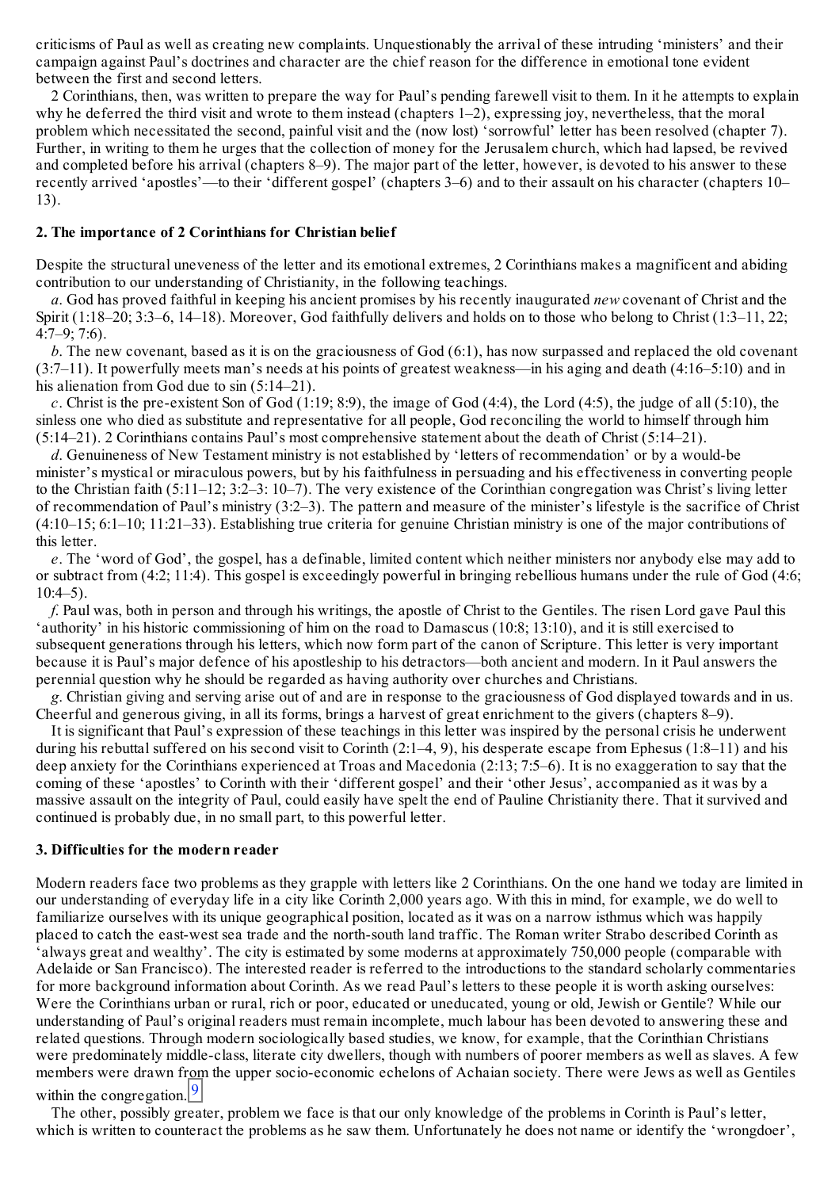criticisms of Paul as well as creating new complaints. Unquestionably the arrival of these intruding 'ministers' and their campaign against Paul's doctrines and character are the chief reason for the difference in emotional tone evident between the first and second letters.

2 Corinthians, then, was written to prepare the way for Paul's pending farewell visit to them. In it he attempts to explain why he deferred the third visit and wrote to them instead (chapters 1–2), expressing joy, nevertheless, that the moral problem which necessitated the second, painful visit and the (now lost) 'sorrowful' letter has been resolved (chapter 7). Further, in writing to them he urges that the collection of money for the Jerusalem church, which had lapsed, be revived and completed before his arrival (chapters 8–9). The major part of the letter, however, is devoted to his answer to these recently arrived 'apostles'—to their 'different gospel' (chapters 3–6) and to their assault on his character (chapters 10–13).

**2. The importance of 2 Corinthians for Christian belief**

Despite the structural uneveness of the letter and its emotional extremes, 2 Corinthians makes a magnificent and abiding contribution to our understanding of Christianity, in the following teachings.

*a*. God has proved faithful in keeping his ancient promises by his recently inaugurated *new* covenant of Christ and the Spirit (1:18–20; 3:3–6, 14–18). Moreover, God faithfully delivers and holds on to those who belong to Christ (1:3–11, 22; 4:7–9; 7:6).

*b*. The new covenant, based as it is on the graciousness of God (6:1), has now surpassed and replaced the old covenant (3:7–11). It powerfully meets man's needs at his points of greatest weakness—in his aging and death (4:16–5:10) and in his alienation from God due to sin (5:14–21).

*c*. Christ is the pre-existent Son of God (1:19; 8:9), the image of God (4:4), the Lord (4:5), the judge of all (5:10), the sinless one who died as substitute and representative for all people, God reconciling the world to himself through him (5:14–21). 2 Corinthians contains Paul's most comprehensive statement about the death of Christ (5:14–21).

*d*. Genuineness of New Testament ministry is not established by 'letters of recommendation' or by a would-be minister's mystical or miraculous powers, but by his faithfulness in persuading and his effectiveness in converting people to the Christian faith (5:11–12; 3:2–3: 10–7). The very existence of the Corinthian congregation was Christ's living letter of recommendation of Paul's ministry (3:2–3). The pattern and measure of the minister's lifestyle is the sacrifice of Christ (4:10–15; 6:1–10; 11:21–33). Establishing true criteria for genuine Christian ministry is one of the major contributions of this letter.

*e*. The 'word of God', the gospel, has a definable, limited content which neither ministers nor anybody else may add to or subtract from (4:2; 11:4). This gospel is exceedingly powerful in bringing rebellious humans under the rule of God (4:6; 10:4–5).

*f*. Paul was, both in person and through his writings, the apostle of Christ to the Gentiles. The risen Lord gave Paul this 'authority' in his historic commissioning of him on the road to Damascus (10:8; 13:10), and it is still exercised to subsequent generations through his letters, which now form part of the canon of Scripture. This letter is very important because it is Paul's major defence of his apostleship to his detractors—both ancient and modern. In it Paul answers the perennial question why he should be regarded as having authority over churches and Christians.

*g*. Christian giving and serving arise out of and are in response to the graciousness of God displayed towards and in us. Cheerful and generous giving, in all its forms, brings a harvest of great enrichment to the givers (chapters 8–9).

It is significant that Paul's expression of these teachings in this letter was inspired by the personal crisis he underwent during his rebuttal suffered on his second visit to Corinth (2:1–4, 9), his desperate escape from Ephesus (1:8–11) and his deep anxiety for the Corinthians experienced at Troas and Macedonia (2:13; 7:5–6). It is no exaggeration to say that the coming of these 'apostles' to Corinth with their 'different gospel' and their 'other Jesus', accompanied as it was by a massive assault on the integrity of Paul, could easily have spelt the end of Pauline Christianity there. That it survived and continued is probably due, in no small part, to this powerful letter.

**3. Difficulties for the modern reader**

Modern readers face two problems as they grapple with letters like 2 Corinthians. On the one hand we today are limited in our understanding of everyday life in a city like Corinth 2,000 years ago. With this in mind, for example, we do well to familiarize ourselves with its unique geographical position, located as it was on a narrow isthmus which was happily placed to catch the east-west sea trade and the north-south land traffic. The Roman writer Strabo described Corinth as 'always great and wealthy'. The city is estimated by some moderns at approximately 750,000 people (comparable with Adelaide or San Francisco). The interested reader is referred to the introductions to the standard scholarly commentaries for more background information about Corinth. As we read Paul's letters to these people it is worth asking ourselves: Were the Corinthians urban or rural, rich or poor, educated or uneducated, young or old, Jewish or Gentile? While our understanding of Paul's original readers must remain incomplete, much labour has been devoted to answering these and related questions. Through modern sociologically based studies, we know, for example, that the Corinthian Christians were predominately middle-class, literate city dwellers, though with numbers of poorer members as well as slaves. A few members were drawn from the upper socio-economic echelons of Achaian society. There were Jews as well as Gentiles within the congregation.[9]

The other, possibly greater, problem we face is that our only knowledge of the problems in Corinth is Paul's letter, which is written to counteract the problems as he saw them. Unfortunately he does not name or identify the 'wrongdoer',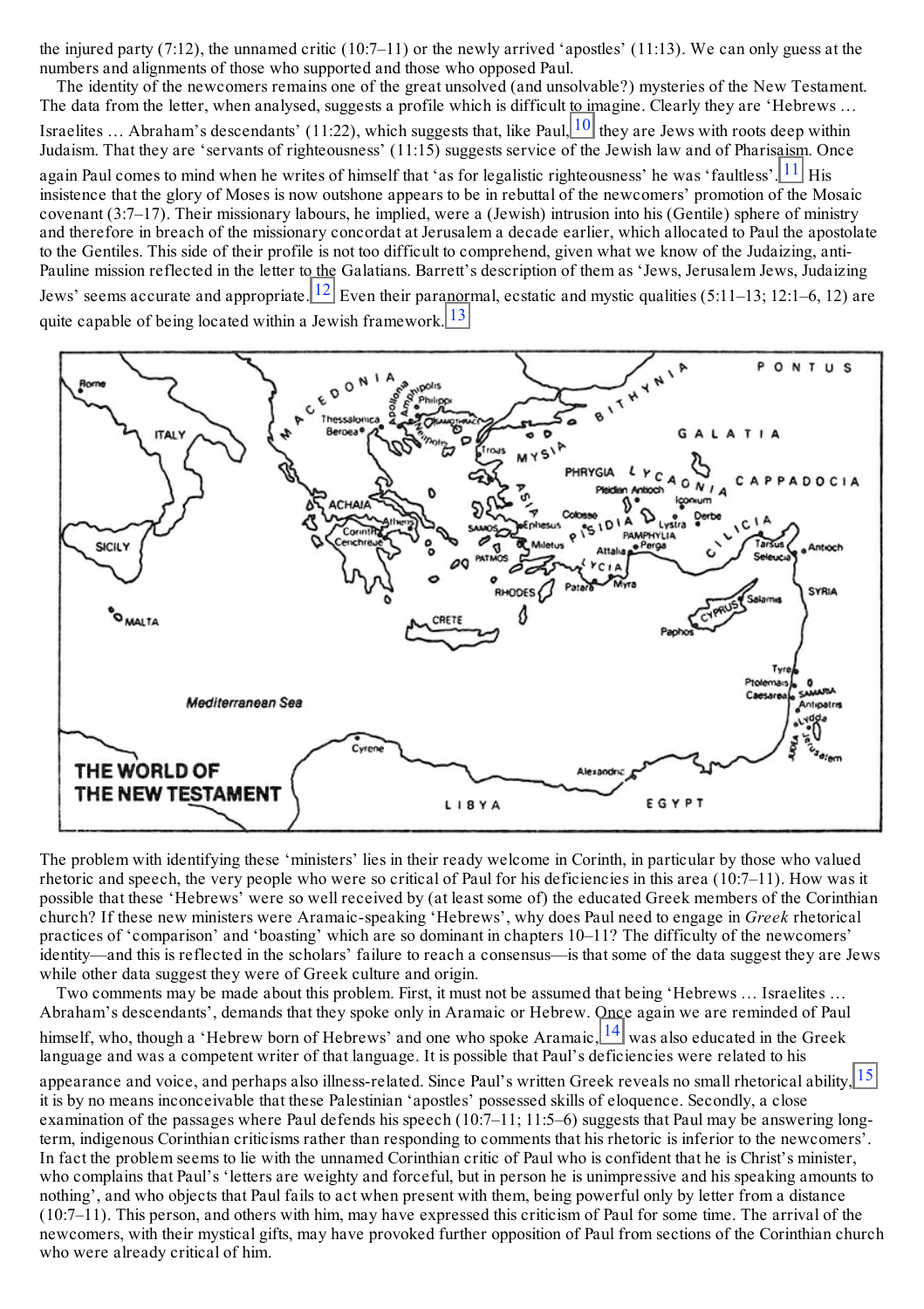the injured party (7:12), the unnamed critic (10:7–11) or the newly arrived 'apostles' (11:13). We can only guess at the numbers and alignments of those who supported and those who opposed Paul.

The identity of the newcomers remains one of the great unsolved (and unsolvable?) mysteries of the New Testament. The data from the letter, when analysed, suggests a profile which is difficult to imagine. Clearly they are 'Hebrews … Israelites … Abraham's descendants' (11:22), which suggests that, like Paul,[10] they are Jews with roots deep within Judaism. That they are 'servants of righteousness' (11:15) suggests service of the Jewish law and of Pharisaism. Once again Paul comes to mind when he writes of himself that 'as for legalistic righteousness' he was 'faultless'.[11] His insistence that the glory of Moses is now outshone appears to be in rebuttal of the newcomers' promotion of the Mosaic covenant (3:7–17). Their missionary labours, he implied, were a (Jewish) intrusion into his (Gentile) sphere of ministry and therefore in breach of the missionary concordat at Jerusalem a decade earlier, which allocated to Paul the apostolate to the Gentiles. This side of their profile is not too difficult to comprehend, given what we know of the Judaizing, anti-Pauline mission reflected in the letter to the Galatians. Barrett's description of them as 'Jews, Jerusalem Jews, Judaizing Jews' seems accurate and appropriate.[12] Even their paranormal, ecstatic and mystic qualities (5:11–13; 12:1–6, 12) are quite capable of being located within a Jewish framework.[13]

THE WORLD OF THE NEW TESTAMENT

The problem with identifying these 'ministers' lies in their ready welcome in Corinth, in particular by those who valued rhetoric and speech, the very people who were so critical of Paul for his deficiencies in this area (10:7–11). How was it possible that these 'Hebrews' were so well received by (at least some of) the educated Greek members of the Corinthian church? If these new ministers were Aramaic-speaking 'Hebrews', why does Paul need to engage in *Greek* rhetorical practices of 'comparison' and 'boasting' which are so dominant in chapters 10–11? The difficulty of the newcomers' identity—and this is reflected in the scholars' failure to reach a consensus—is that some of the data suggest they are Jews while other data suggest they were of Greek culture and origin.

Two comments may be made about this problem. First, it must not be assumed that being 'Hebrews … Israelites … Abraham's descendants', demands that they spoke only in Aramaic or Hebrew. Once again we are reminded of Paul himself, who, though a 'Hebrew born of Hebrews' and one who spoke Aramaic,[14] was also educated in the Greek language and was a competent writer of that language. It is possible that Paul's deficiencies were related to his appearance and voice, and perhaps also illness-related. Since Paul's written Greek reveals no small rhetorical ability,[15] it is by no means inconceivable that these Palestinian 'apostles' possessed skills of eloquence. Secondly, a close examination of the passages where Paul defends his speech (10:7–11; 11:5–6) suggests that Paul may be answering long-term, indigenous Corinthian criticisms rather than responding to comments that his rhetoric is inferior to the newcomers'. In fact the problem seems to lie with the unnamed Corinthian critic of Paul who is confident that he is Christ's minister, who complains that Paul's 'letters are weighty and forceful, but in person he is unimpressive and his speaking amounts to nothing', and who objects that Paul fails to act when present with them, being powerful only by letter from a distance (10:7–11). This person, and others with him, may have expressed this criticism of Paul for some time. The arrival of the newcomers, with their mystical gifts, may have provoked further opposition of Paul from sections of the Corinthian church who were already critical of him.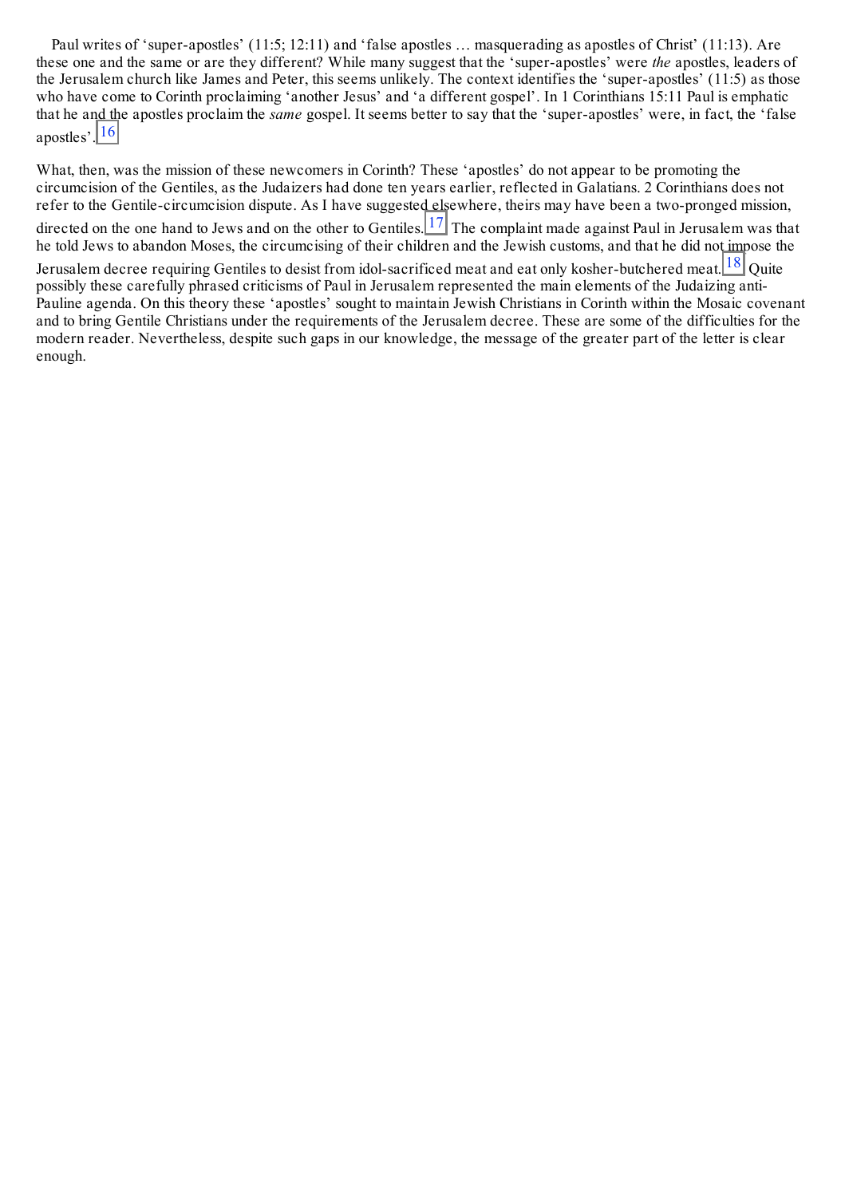Paul writes of 'super-apostles' (11:5; 12:11) and 'false apostles … masquerading as apostles of Christ' (11:13). Are these one and the same or are they different? While many suggest that the 'super-apostles' were *the* apostles, leaders of the Jerusalem church like James and Peter, this seems unlikely. The context identifies the 'super-apostles' (11:5) as those who have come to Corinth proclaiming 'another Jesus' and 'a different gospel'. In 1 Corinthians 15:11 Paul is emphatic that he and the apostles proclaim the *same* gospel. It seems better to say that the 'super-apostles' were, in fact, the 'false apostles'.[16]

What, then, was the mission of these newcomers in Corinth? These 'apostles' do not appear to be promoting the circumcision of the Gentiles, as the Judaizers had done ten years earlier, reflected in Galatians. 2 Corinthians does not refer to the Gentile-circumcision dispute. As I have suggested elsewhere, theirs may have been a two-pronged mission, directed on the one hand to Jews and on the other to Gentiles.[17] The complaint made against Paul in Jerusalem was that he told Jews to abandon Moses, the circumcising of their children and the Jewish customs, and that he did not impose the Jerusalem decree requiring Gentiles to desist from idol-sacrificed meat and eat only kosher-butchered meat.[18] Quite possibly these carefully phrased criticisms of Paul in Jerusalem represented the main elements of the Judaizing anti-Pauline agenda. On this theory these 'apostles' sought to maintain Jewish Christians in Corinth within the Mosaic covenant and to bring Gentile Christians under the requirements of the Jerusalem decree. These are some of the difficulties for the modern reader. Nevertheless, despite such gaps in our knowledge, the message of the greater part of the letter is clear enough.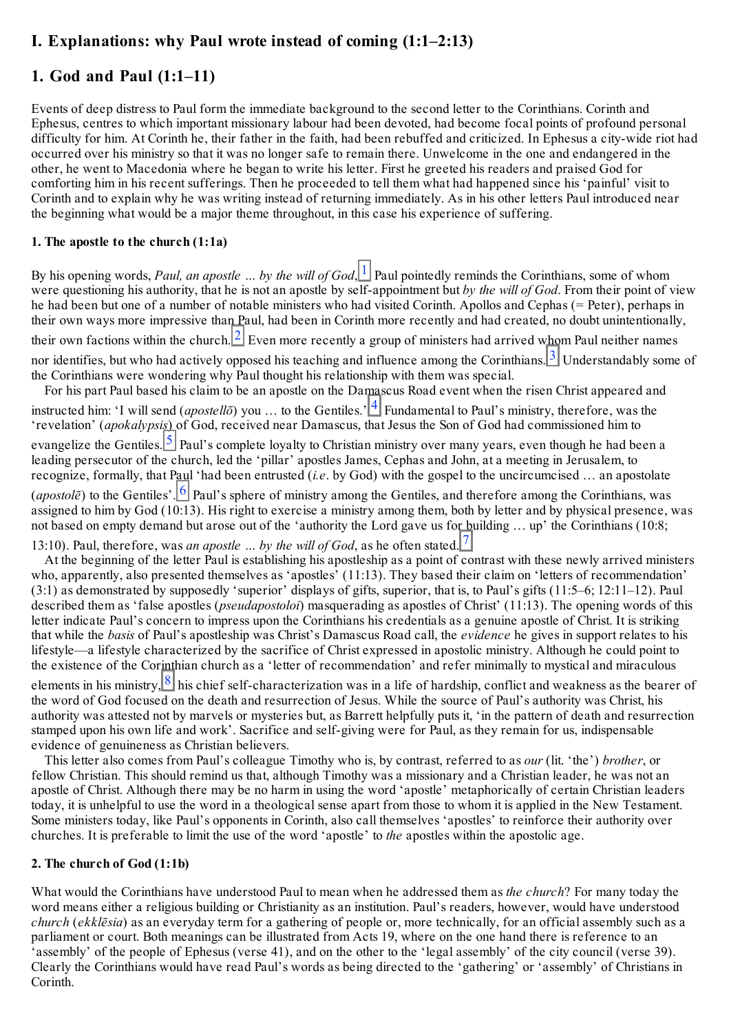# I. Explanations: why Paul wrote instead of coming (1:1–2:13)

# 1. God and Paul (1:1–11)

Events of deep distress to Paul form the immediate background to the second letter to the Corinthians. Corinth and Ephesus, centres to which important missionary labour had been devoted, had become focal points of profound personal difficulty for him. At Corinth he, their father in the faith, had been rebuffed and criticized. In Ephesus a city-wide riot had occurred over his ministry so that it was no longer safe to remain there. Unwelcome in the one and endangered in the other, he went to Macedonia where he began to write his letter. First he greeted his readers and praised God for comforting him in his recent sufferings. Then he proceeded to tell them what had happened since his 'painful' visit to Corinth and to explain why he was writing instead of returning immediately. As in his other letters Paul introduced near the beginning what would be a major theme throughout, in this case his experience of suffering.

### 1. The apostle to the church (1:1a)

By his opening words, *Paul, an apostle … by the will of God*,[1] Paul pointedly reminds the Corinthians, some of whom were questioning his authority, that he is not an apostle by self-appointment but *by the will of God*. From their point of view he had been but one of a number of notable ministers who had visited Corinth. Apollos and Cephas (= Peter), perhaps in their own ways more impressive than Paul, had been in Corinth more recently and had created, no doubt unintentionally, their own factions within the church.[2] Even more recently a group of ministers had arrived whom Paul neither names nor identifies, but who had actively opposed his teaching and influence among the Corinthians.[3] Understandably some of the Corinthians were wondering why Paul thought his relationship with them was special.

For his part Paul based his claim to be an apostle on the Damascus Road event when the risen Christ appeared and instructed him: 'I will send (*apostellō*) you … to the Gentiles.'[4] Fundamental to Paul's ministry, therefore, was the 'revelation' (*apokalypsis*) of God, received near Damascus, that Jesus the Son of God had commissioned him to evangelize the Gentiles.[5] Paul's complete loyalty to Christian ministry over many years, even though he had been a leading persecutor of the church, led the 'pillar' apostles James, Cephas and John, at a meeting in Jerusalem, to recognize, formally, that Paul 'had been entrusted (*i.e.* by God) with the gospel to the uncircumcised … an apostolate (*apostolē*) to the Gentiles'.[6] Paul's sphere of ministry among the Gentiles, and therefore among the Corinthians, was assigned to him by God (10:13). His right to exercise a ministry among them, both by letter and by physical presence, was not based on empty demand but arose out of the 'authority the Lord gave us for building … up' the Corinthians (10:8; 13:10). Paul, therefore, was *an apostle … by the will of God*, as he often stated.[7]

At the beginning of the letter Paul is establishing his apostleship as a point of contrast with these newly arrived ministers who, apparently, also presented themselves as 'apostles' (11:13). They based their claim on 'letters of recommendation' (3:1) as demonstrated by supposedly 'superior' displays of gifts, superior, that is, to Paul's gifts (11:5–6; 12:11–12). Paul described them as 'false apostles (*pseudapostoloi*) masquerading as apostles of Christ' (11:13). The opening words of this letter indicate Paul's concern to impress upon the Corinthians his credentials as a genuine apostle of Christ. It is striking that while the *basis* of Paul's apostleship was Christ's Damascus Road call, the *evidence* he gives in support relates to his lifestyle—a lifestyle characterized by the sacrifice of Christ expressed in apostolic ministry. Although he could point to the existence of the Corinthian church as a 'letter of recommendation' and refer minimally to mystical and miraculous elements in his ministry,[8] his chief self-characterization was in a life of hardship, conflict and weakness as the bearer of the word of God focused on the death and resurrection of Jesus. While the source of Paul's authority was Christ, his authority was attested not by marvels or mysteries but, as Barrett helpfully puts it, 'in the pattern of death and resurrection stamped upon his own life and work'. Sacrifice and self-giving were for Paul, as they remain for us, indispensable evidence of genuineness as Christian believers.

This letter also comes from Paul's colleague Timothy who is, by contrast, referred to as *our* (lit. 'the') *brother*, or fellow Christian. This should remind us that, although Timothy was a missionary and a Christian leader, he was not an apostle of Christ. Although there may be no harm in using the word 'apostle' metaphorically of certain Christian leaders today, it is unhelpful to use the word in a theological sense apart from those to whom it is applied in the New Testament. Some ministers today, like Paul's opponents in Corinth, also call themselves 'apostles' to reinforce their authority over churches. It is preferable to limit the use of the word 'apostle' to *the* apostles within the apostolic age.

### 2. The church of God (1:1b)

What would the Corinthians have understood Paul to mean when he addressed them as *the church*? For many today the word means either a religious building or Christianity as an institution. Paul's readers, however, would have understood *church* (*ekklēsia*) as an everyday term for a gathering of people or, more technically, for an official assembly such as a parliament or court. Both meanings can be illustrated from Acts 19, where on the one hand there is reference to an 'assembly' of the people of Ephesus (verse 41), and on the other to the 'legal assembly' of the city council (verse 39). Clearly the Corinthians would have read Paul's words as being directed to the 'gathering' or 'assembly' of Christians in Corinth.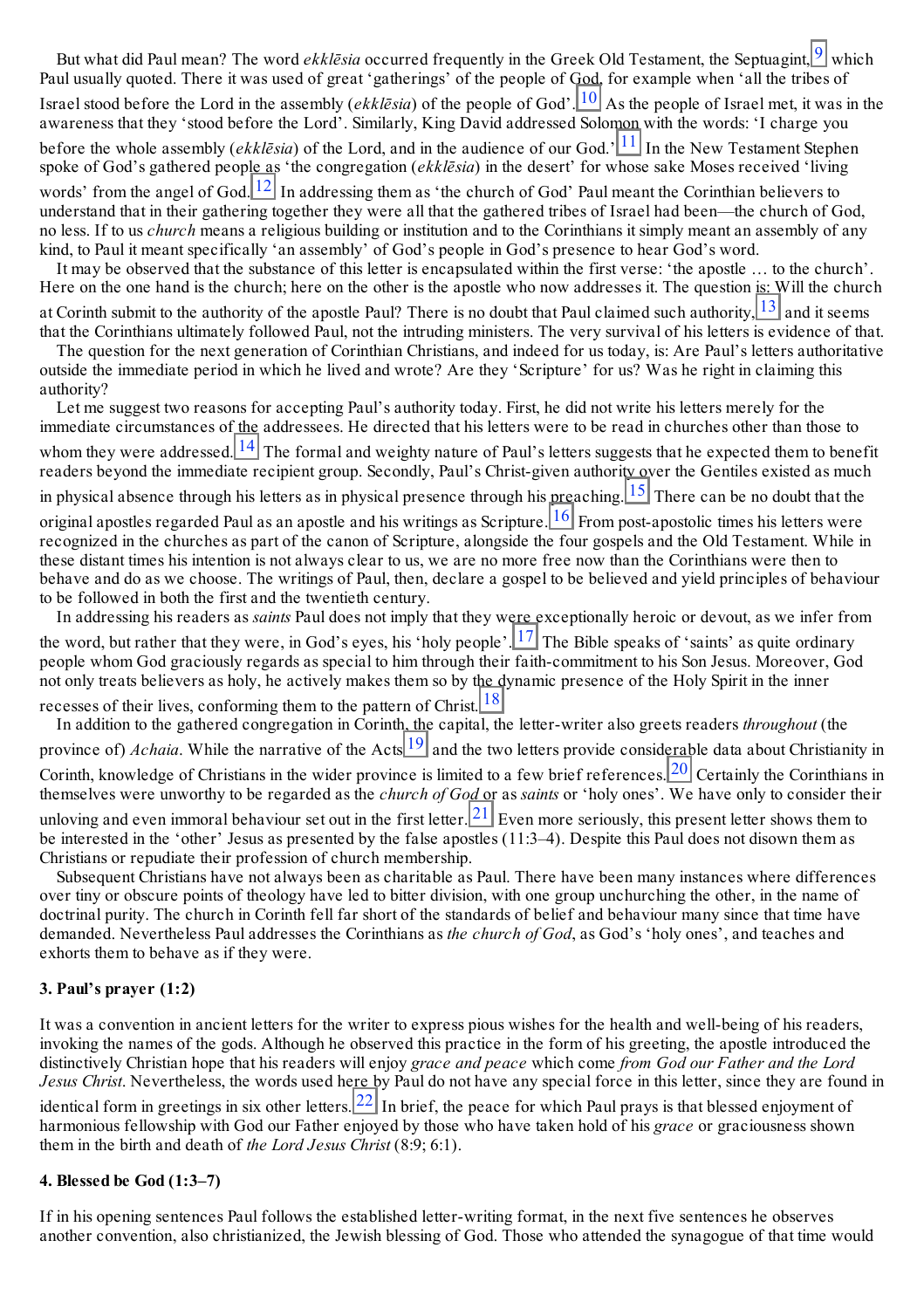But what did Paul mean? The word *ekklēsia* occurred frequently in the Greek Old Testament, the Septuagint,[9] which Paul usually quoted. There it was used of great 'gatherings' of the people of God, for example when 'all the tribes of Israel stood before the Lord in the assembly (*ekklēsia*) of the people of God'.[10] As the people of Israel met, it was in the awareness that they 'stood before the Lord'. Similarly, King David addressed Solomon with the words: 'I charge you before the whole assembly (*ekklēsia*) of the Lord, and in the audience of our God.'[11] In the New Testament Stephen spoke of God's gathered people as 'the congregation (*ekklēsia*) in the desert' for whose sake Moses received 'living words' from the angel of God.[12] In addressing them as 'the church of God' Paul meant the Corinthian believers to understand that in their gathering together they were all that the gathered tribes of Israel had been—the church of God, no less. If to us *church* means a religious building or institution and to the Corinthians it simply meant an assembly of any kind, to Paul it meant specifically 'an assembly' of God's people in God's presence to hear God's word.

It may be observed that the substance of this letter is encapsulated within the first verse: 'the apostle … to the church'. Here on the one hand is the church; here on the other is the apostle who now addresses it. The question is: Will the church at Corinth submit to the authority of the apostle Paul? There is no doubt that Paul claimed such authority,[13] and it seems that the Corinthians ultimately followed Paul, not the intruding ministers. The very survival of his letters is evidence of that.

The question for the next generation of Corinthian Christians, and indeed for us today, is: Are Paul's letters authoritative outside the immediate period in which he lived and wrote? Are they 'Scripture' for us? Was he right in claiming this authority?

Let me suggest two reasons for accepting Paul's authority today. First, he did not write his letters merely for the immediate circumstances of the addressees. He directed that his letters were to be read in churches other than those to whom they were addressed.[14] The formal and weighty nature of Paul's letters suggests that he expected them to benefit readers beyond the immediate recipient group. Secondly, Paul's Christ-given authority over the Gentiles existed as much in physical absence through his letters as in physical presence through his preaching.[15] There can be no doubt that the original apostles regarded Paul as an apostle and his writings as Scripture.[16] From post-apostolic times his letters were recognized in the churches as part of the canon of Scripture, alongside the four gospels and the Old Testament. While in these distant times his intention is not always clear to us, we are no more free now than the Corinthians were then to behave and do as we choose. The writings of Paul, then, declare a gospel to be believed and yield principles of behaviour to be followed in both the first and the twentieth century.

In addressing his readers as *saints* Paul does not imply that they were exceptionally heroic or devout, as we infer from the word, but rather that they were, in God's eyes, his 'holy people'.[17] The Bible speaks of 'saints' as quite ordinary people whom God graciously regards as special to him through their faith-commitment to his Son Jesus. Moreover, God not only treats believers as holy, he actively makes them so by the dynamic presence of the Holy Spirit in the inner recesses of their lives, conforming them to the pattern of Christ.[18]

In addition to the gathered congregation in Corinth, the capital, the letter-writer also greets readers *throughout* (the province of) *Achaia*. While the narrative of the Acts[19] and the two letters provide considerable data about Christianity in Corinth, knowledge of Christians in the wider province is limited to a few brief references.[20] Certainly the Corinthians in themselves were unworthy to be regarded as the *church of God* or as *saints* or 'holy ones'. We have only to consider their unloving and even immoral behaviour set out in the first letter.[21] Even more seriously, this present letter shows them to be interested in the 'other' Jesus as presented by the false apostles (11:3–4). Despite this Paul does not disown them as Christians or repudiate their profession of church membership.

Subsequent Christians have not always been as charitable as Paul. There have been many instances where differences over tiny or obscure points of theology have led to bitter division, with one group unchurching the other, in the name of doctrinal purity. The church in Corinth fell far short of the standards of belief and behaviour many since that time have demanded. Nevertheless Paul addresses the Corinthians as *the church of God*, as God's 'holy ones', and teaches and exhorts them to behave as if they were.

**3. Paul's prayer (1:2)**

It was a convention in ancient letters for the writer to express pious wishes for the health and well-being of his readers, invoking the names of the gods. Although he observed this practice in the form of his greeting, the apostle introduced the distinctively Christian hope that his readers will enjoy *grace and peace* which come *from God our Father and the Lord Jesus Christ*. Nevertheless, the words used here by Paul do not have any special force in this letter, since they are found in identical form in greetings in six other letters.[22] In brief, the peace for which Paul prays is that blessed enjoyment of harmonious fellowship with God our Father enjoyed by those who have taken hold of his *grace* or graciousness shown them in the birth and death of *the Lord Jesus Christ* (8:9; 6:1).

**4. Blessed be God (1:3–7)**

If in his opening sentences Paul follows the established letter-writing format, in the next five sentences he observes another convention, also christianized, the Jewish blessing of God. Those who attended the synagogue of that time would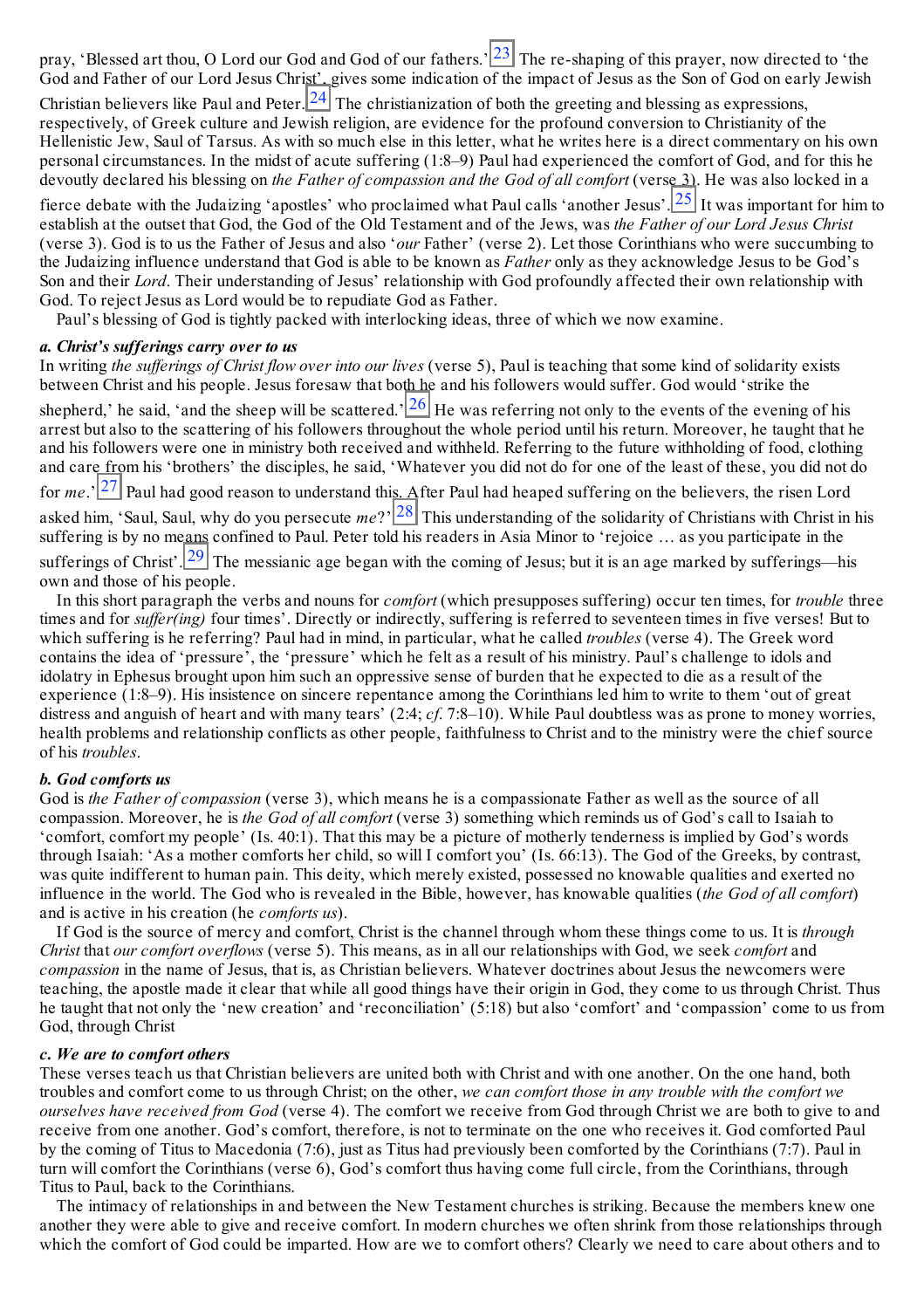pray, 'Blessed art thou, O Lord our God and God of our fathers.'[23] The re-shaping of this prayer, now directed to 'the God and Father of our Lord Jesus Christ', gives some indication of the impact of Jesus as the Son of God on early Jewish Christian believers like Paul and Peter.[24] The christianization of both the greeting and blessing as expressions, respectively, of Greek culture and Jewish religion, are evidence for the profound conversion to Christianity of the Hellenistic Jew, Saul of Tarsus. As with so much else in this letter, what he writes here is a direct commentary on his own personal circumstances. In the midst of acute suffering (1:8–9) Paul had experienced the comfort of God, and for this he devoutly declared his blessing on *the Father of compassion and the God of all comfort* (verse 3). He was also locked in a fierce debate with the Judaizing 'apostles' who proclaimed what Paul calls 'another Jesus'.[25] It was important for him to establish at the outset that God, the God of the Old Testament and of the Jews, was *the Father of our Lord Jesus Christ* (verse 3). God is to us the Father of Jesus and also '*our* Father' (verse 2). Let those Corinthians who were succumbing to the Judaizing influence understand that God is able to be known as *Father* only as they acknowledge Jesus to be God's Son and their *Lord*. Their understanding of Jesus' relationship with God profoundly affected their own relationship with God. To reject Jesus as Lord would be to repudiate God as Father.

Paul's blessing of God is tightly packed with interlocking ideas, three of which we now examine.

#### *a. Christ's sufferings carry over to us*

In writing *the sufferings of Christ flow over into our lives* (verse 5), Paul is teaching that some kind of solidarity exists between Christ and his people. Jesus foresaw that both he and his followers would suffer. God would 'strike the shepherd,' he said, 'and the sheep will be scattered.'[26] He was referring not only to the events of the evening of his arrest but also to the scattering of his followers throughout the whole period until his return. Moreover, he taught that he and his followers were one in ministry both received and withheld. Referring to the future withholding of food, clothing and care from his 'brothers' the disciples, he said, 'Whatever you did not do for one of the least of these, you did not do for *me*.'[27] Paul had good reason to understand this. After Paul had heaped suffering on the believers, the risen Lord asked him, 'Saul, Saul, why do you persecute *me*?'[28] This understanding of the solidarity of Christians with Christ in his suffering is by no means confined to Paul. Peter told his readers in Asia Minor to 'rejoice … as you participate in the sufferings of Christ'.[29] The messianic age began with the coming of Jesus; but it is an age marked by sufferings—his own and those of his people.

In this short paragraph the verbs and nouns for *comfort* (which presupposes suffering) occur ten times, for *trouble* three times and for *suffer(ing)* four times'. Directly or indirectly, suffering is referred to seventeen times in five verses! But to which suffering is he referring? Paul had in mind, in particular, what he called *troubles* (verse 4). The Greek word contains the idea of 'pressure', the 'pressure' which he felt as a result of his ministry. Paul's challenge to idols and idolatry in Ephesus brought upon him such an oppressive sense of burden that he expected to die as a result of the experience (1:8–9). His insistence on sincere repentance among the Corinthians led him to write to them 'out of great distress and anguish of heart and with many tears' (2:4; *cf.* 7:8–10). While Paul doubtless was as prone to money worries, health problems and relationship conflicts as other people, faithfulness to Christ and to the ministry were the chief source of his *troubles*.

#### *b. God comforts us*

God is *the Father of compassion* (verse 3), which means he is a compassionate Father as well as the source of all compassion. Moreover, he is *the God of all comfort* (verse 3) something which reminds us of God's call to Isaiah to 'comfort, comfort my people' (Is. 40:1). That this may be a picture of motherly tenderness is implied by God's words through Isaiah: 'As a mother comforts her child, so will I comfort you' (Is. 66:13). The God of the Greeks, by contrast, was quite indifferent to human pain. This deity, which merely existed, possessed no knowable qualities and exerted no influence in the world. The God who is revealed in the Bible, however, has knowable qualities (*the God of all comfort*) and is active in his creation (he *comforts us*).

If God is the source of mercy and comfort, Christ is the channel through whom these things come to us. It is *through Christ* that *our comfort overflows* (verse 5). This means, as in all our relationships with God, we seek *comfort* and *compassion* in the name of Jesus, that is, as Christian believers. Whatever doctrines about Jesus the newcomers were teaching, the apostle made it clear that while all good things have their origin in God, they come to us through Christ. Thus he taught that not only the 'new creation' and 'reconciliation' (5:18) but also 'comfort' and 'compassion' come to us from God, through Christ

#### *c. We are to comfort others*

These verses teach us that Christian believers are united both with Christ and with one another. On the one hand, both troubles and comfort come to us through Christ; on the other, *we can comfort those in any trouble with the comfort we ourselves have received from God* (verse 4). The comfort we receive from God through Christ we are both to give to and receive from one another. God's comfort, therefore, is not to terminate on the one who receives it. God comforted Paul by the coming of Titus to Macedonia (7:6), just as Titus had previously been comforted by the Corinthians (7:7). Paul in turn will comfort the Corinthians (verse 6), God's comfort thus having come full circle, from the Corinthians, through Titus to Paul, back to the Corinthians.

The intimacy of relationships in and between the New Testament churches is striking. Because the members knew one another they were able to give and receive comfort. In modern churches we often shrink from those relationships through which the comfort of God could be imparted. How are we to comfort others? Clearly we need to care about others and to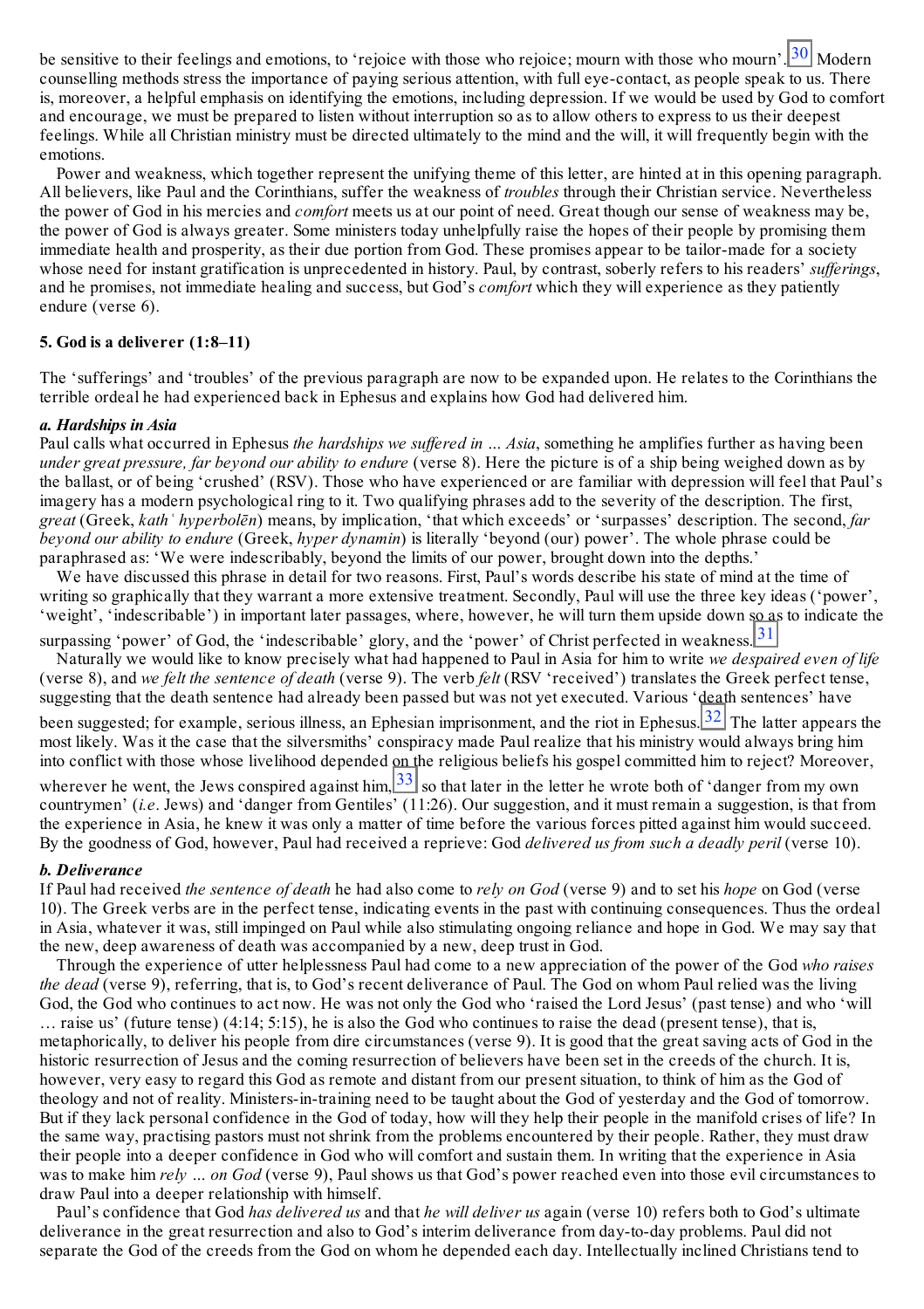be sensitive to their feelings and emotions, to 'rejoice with those who rejoice; mourn with those who mourn'.[30] Modern counselling methods stress the importance of paying serious attention, with full eye-contact, as people speak to us. There is, moreover, a helpful emphasis on identifying the emotions, including depression. If we would be used by God to comfort and encourage, we must be prepared to listen without interruption so as to allow others to express to us their deepest feelings. While all Christian ministry must be directed ultimately to the mind and the will, it will frequently begin with the emotions.

Power and weakness, which together represent the unifying theme of this letter, are hinted at in this opening paragraph. All believers, like Paul and the Corinthians, suffer the weakness of *troubles* through their Christian service. Nevertheless the power of God in his mercies and *comfort* meets us at our point of need. Great though our sense of weakness may be, the power of God is always greater. Some ministers today unhelpfully raise the hopes of their people by promising them immediate health and prosperity, as their due portion from God. These promises appear to be tailor-made for a society whose need for instant gratification is unprecedented in history. Paul, by contrast, soberly refers to his readers' *sufferings*, and he promises, not immediate healing and success, but God's *comfort* which they will experience as they patiently endure (verse 6).

### 5. God is a deliverer (1:8–11)

The 'sufferings' and 'troubles' of the previous paragraph are now to be expanded upon. He relates to the Corinthians the terrible ordeal he had experienced back in Ephesus and explains how God had delivered him.

#### *a. Hardships in Asia*

Paul calls what occurred in Ephesus *the hardships we suffered in … Asia*, something he amplifies further as having been *under great pressure, far beyond our ability to endure* (verse 8). Here the picture is of a ship being weighed down as by the ballast, or of being 'crushed' (RSV). Those who have experienced or are familiar with depression will feel that Paul's imagery has a modern psychological ring to it. Two qualifying phrases add to the severity of the description. The first, *great* (Greek, *kath' hyperbolēn*) means, by implication, 'that which exceeds' or 'surpasses' description. The second, *far beyond our ability to endure* (Greek, *hyper dynamin*) is literally 'beyond (our) power'. The whole phrase could be paraphrased as: 'We were indescribably, beyond the limits of our power, brought down into the depths.'

We have discussed this phrase in detail for two reasons. First, Paul's words describe his state of mind at the time of writing so graphically that they warrant a more extensive treatment. Secondly, Paul will use the three key ideas ('power', 'weight', 'indescribable') in important later passages, where, however, he will turn them upside down so as to indicate the surpassing 'power' of God, the 'indescribable' glory, and the 'power' of Christ perfected in weakness.[31]

Naturally we would like to know precisely what had happened to Paul in Asia for him to write *we despaired even of life* (verse 8), and *we felt the sentence of death* (verse 9). The verb *felt* (RSV 'received') translates the Greek perfect tense, suggesting that the death sentence had already been passed but was not yet executed. Various 'death sentences' have been suggested; for example, serious illness, an Ephesian imprisonment, and the riot in Ephesus.[32] The latter appears the most likely. Was it the case that the silversmiths' conspiracy made Paul realize that his ministry would always bring him into conflict with those whose livelihood depended on the religious beliefs his gospel committed him to reject? Moreover, wherever he went, the Jews conspired against him,[33] so that later in the letter he wrote both of 'danger from my own countrymen' (*i.e*. Jews) and 'danger from Gentiles' (11:26). Our suggestion, and it must remain a suggestion, is that from the experience in Asia, he knew it was only a matter of time before the various forces pitted against him would succeed. By the goodness of God, however, Paul had received a reprieve: God *delivered us from such a deadly peril* (verse 10).

#### *b. Deliverance*

If Paul had received *the sentence of death* he had also come to *rely on God* (verse 9) and to set his *hope* on God (verse 10). The Greek verbs are in the perfect tense, indicating events in the past with continuing consequences. Thus the ordeal in Asia, whatever it was, still impinged on Paul while also stimulating ongoing reliance and hope in God. We may say that the new, deep awareness of death was accompanied by a new, deep trust in God.

Through the experience of utter helplessness Paul had come to a new appreciation of the power of the God *who raises the dead* (verse 9), referring, that is, to God's recent deliverance of Paul. The God on whom Paul relied was the living God, the God who continues to act now. He was not only the God who 'raised the Lord Jesus' (past tense) and who 'will … raise us' (future tense) (4:14; 5:15), he is also the God who continues to raise the dead (present tense), that is, metaphorically, to deliver his people from dire circumstances (verse 9). It is good that the great saving acts of God in the historic resurrection of Jesus and the coming resurrection of believers have been set in the creeds of the church. It is, however, very easy to regard this God as remote and distant from our present situation, to think of him as the God of theology and not of reality. Ministers-in-training need to be taught about the God of yesterday and the God of tomorrow. But if they lack personal confidence in the God of today, how will they help their people in the manifold crises of life? In the same way, practising pastors must not shrink from the problems encountered by their people. Rather, they must draw their people into a deeper confidence in God who will comfort and sustain them. In writing that the experience in Asia was to make him *rely … on God* (verse 9), Paul shows us that God's power reached even into those evil circumstances to draw Paul into a deeper relationship with himself.

Paul's confidence that God *has delivered us* and that *he will deliver us* again (verse 10) refers both to God's ultimate deliverance in the great resurrection and also to God's interim deliverance from day-to-day problems. Paul did not separate the God of the creeds from the God on whom he depended each day. Intellectually inclined Christians tend to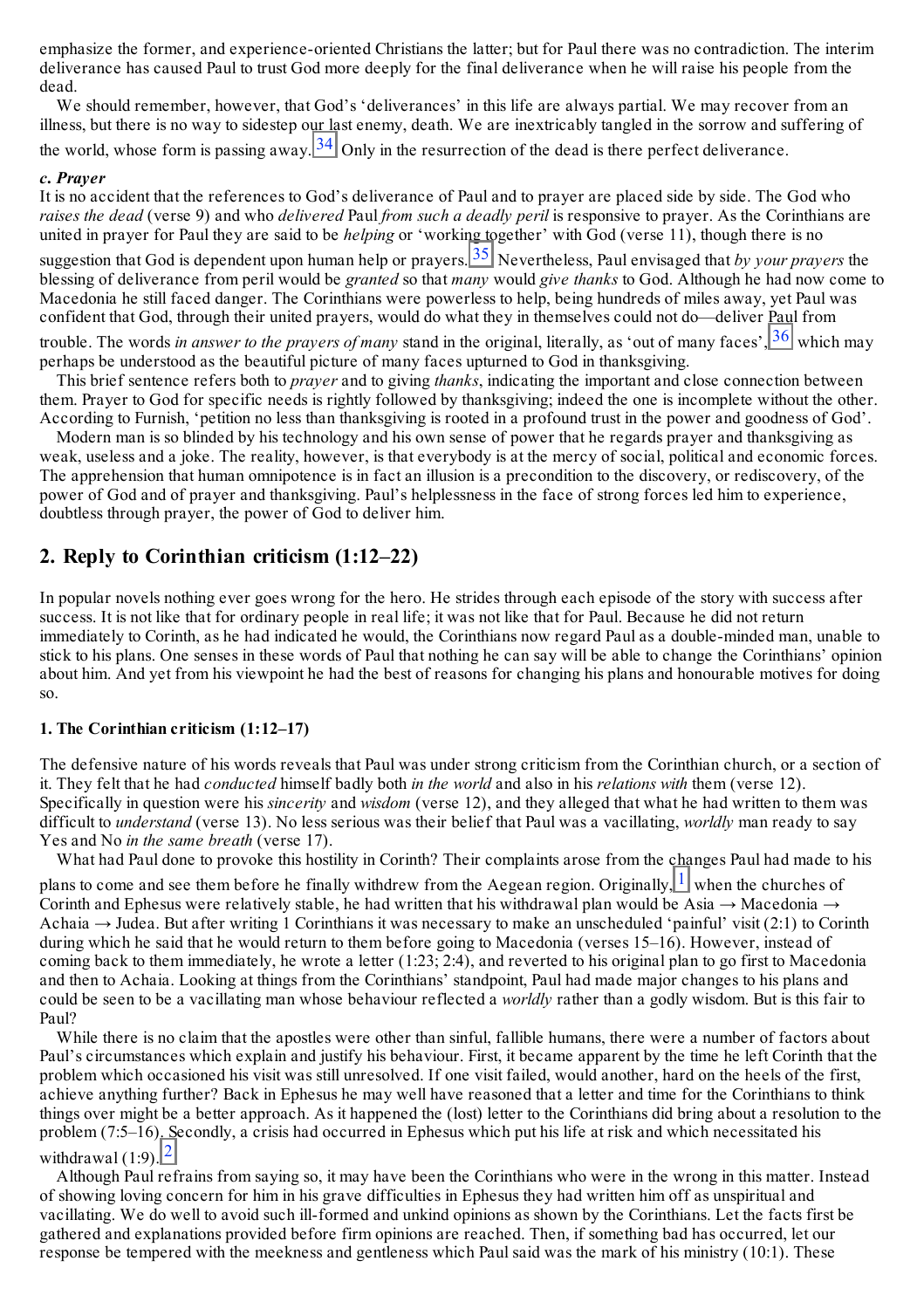emphasize the former, and experience-oriented Christians the latter; but for Paul there was no contradiction. The interim deliverance has caused Paul to trust God more deeply for the final deliverance when he will raise his people from the dead.

We should remember, however, that God's 'deliverances' in this life are always partial. We may recover from an illness, but there is no way to sidestep our last enemy, death. We are inextricably tangled in the sorrow and suffering of the world, whose form is passing away.[34] Only in the resurrection of the dead is there perfect deliverance.

***c. Prayer***

It is no accident that the references to God's deliverance of Paul and to prayer are placed side by side. The God who *raises the dead* (verse 9) and who *delivered* Paul *from such a deadly peril* is responsive to prayer. As the Corinthians are united in prayer for Paul they are said to be *helping* or 'working together' with God (verse 11), though there is no suggestion that God is dependent upon human help or prayers.[35] Nevertheless, Paul envisaged that *by your prayers* the blessing of deliverance from peril would be *granted* so that *many* would *give thanks* to God. Although he had now come to Macedonia he still faced danger. The Corinthians were powerless to help, being hundreds of miles away, yet Paul was confident that God, through their united prayers, would do what they in themselves could not do—deliver Paul from trouble. The words *in answer to the prayers of many* stand in the original, literally, as 'out of many faces',[36] which may perhaps be understood as the beautiful picture of many faces upturned to God in thanksgiving.

This brief sentence refers both to *prayer* and to giving *thanks*, indicating the important and close connection between them. Prayer to God for specific needs is rightly followed by thanksgiving; indeed the one is incomplete without the other. According to Furnish, 'petition no less than thanksgiving is rooted in a profound trust in the power and goodness of God'.

Modern man is so blinded by his technology and his own sense of power that he regards prayer and thanksgiving as weak, useless and a joke. The reality, however, is that everybody is at the mercy of social, political and economic forces. The apprehension that human omnipotence is in fact an illusion is a precondition to the discovery, or rediscovery, of the power of God and of prayer and thanksgiving. Paul's helplessness in the face of strong forces led him to experience, doubtless through prayer, the power of God to deliver him.

## 2. Reply to Corinthian criticism (1:12–22)

In popular novels nothing ever goes wrong for the hero. He strides through each episode of the story with success after success. It is not like that for ordinary people in real life; it was not like that for Paul. Because he did not return immediately to Corinth, as he had indicated he would, the Corinthians now regard Paul as a double-minded man, unable to stick to his plans. One senses in these words of Paul that nothing he can say will be able to change the Corinthians' opinion about him. And yet from his viewpoint he had the best of reasons for changing his plans and honourable motives for doing so.

### 1. The Corinthian criticism (1:12–17)

The defensive nature of his words reveals that Paul was under strong criticism from the Corinthian church, or a section of it. They felt that he had *conducted* himself badly both *in the world* and also in his *relations with* them (verse 12). Specifically in question were his *sincerity* and *wisdom* (verse 12), and they alleged that what he had written to them was difficult to *understand* (verse 13). No less serious was their belief that Paul was a vacillating, *worldly* man ready to say Yes and No *in the same breath* (verse 17).

What had Paul done to provoke this hostility in Corinth? Their complaints arose from the changes Paul had made to his plans to come and see them before he finally withdrew from the Aegean region. Originally,[1] when the churches of Corinth and Ephesus were relatively stable, he had written that his withdrawal plan would be Asia → Macedonia → Achaia → Judea. But after writing 1 Corinthians it was necessary to make an unscheduled 'painful' visit (2:1) to Corinth during which he said that he would return to them before going to Macedonia (verses 15–16). However, instead of coming back to them immediately, he wrote a letter (1:23; 2:4), and reverted to his original plan to go first to Macedonia and then to Achaia. Looking at things from the Corinthians' standpoint, Paul had made major changes to his plans and could be seen to be a vacillating man whose behaviour reflected a *worldly* rather than a godly wisdom. But is this fair to Paul?

While there is no claim that the apostles were other than sinful, fallible humans, there were a number of factors about Paul's circumstances which explain and justify his behaviour. First, it became apparent by the time he left Corinth that the problem which occasioned his visit was still unresolved. If one visit failed, would another, hard on the heels of the first, achieve anything further? Back in Ephesus he may well have reasoned that a letter and time for the Corinthians to think things over might be a better approach. As it happened the (lost) letter to the Corinthians did bring about a resolution to the problem (7:5–16). Secondly, a crisis had occurred in Ephesus which put his life at risk and which necessitated his withdrawal (1:9).[2]

Although Paul refrains from saying so, it may have been the Corinthians who were in the wrong in this matter. Instead of showing loving concern for him in his grave difficulties in Ephesus they had written him off as unspiritual and vacillating. We do well to avoid such ill-formed and unkind opinions as shown by the Corinthians. Let the facts first be gathered and explanations provided before firm opinions are reached. Then, if something bad has occurred, let our response be tempered with the meekness and gentleness which Paul said was the mark of his ministry (10:1). These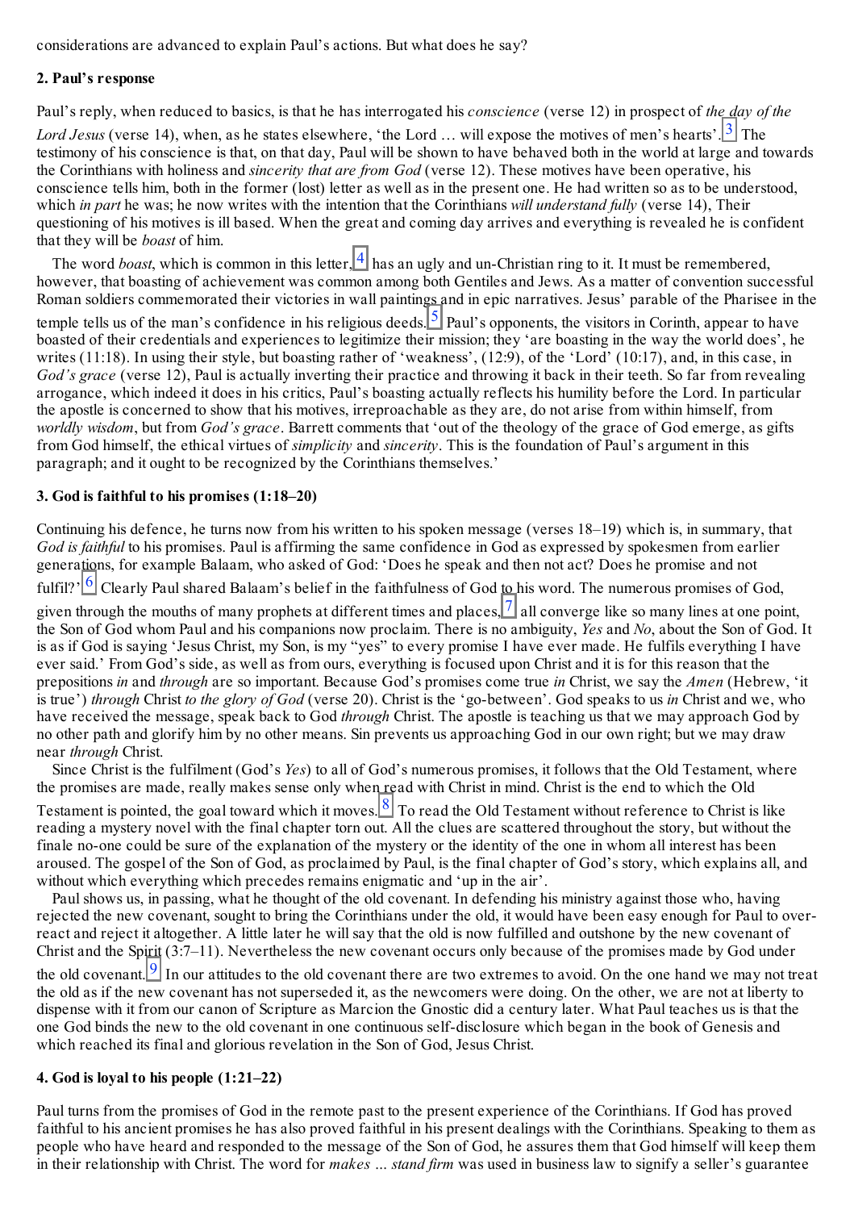considerations are advanced to explain Paul's actions. But what does he say?

**2. Paul's response**

Paul's reply, when reduced to basics, is that he has interrogated his *conscience* (verse 12) in prospect of *the day of the Lord Jesus* (verse 14), when, as he states elsewhere, 'the Lord … will expose the motives of men's hearts'.[3] The testimony of his conscience is that, on that day, Paul will be shown to have behaved both in the world at large and towards the Corinthians with holiness and *sincerity that are from God* (verse 12). These motives have been operative, his conscience tells him, both in the former (lost) letter as well as in the present one. He had written so as to be understood, which *in part* he was; he now writes with the intention that the Corinthians *will understand fully* (verse 14), Their questioning of his motives is ill based. When the great and coming day arrives and everything is revealed he is confident that they will be *boast* of him.

The word *boast*, which is common in this letter,[4] has an ugly and un-Christian ring to it. It must be remembered, however, that boasting of achievement was common among both Gentiles and Jews. As a matter of convention successful Roman soldiers commemorated their victories in wall paintings and in epic narratives. Jesus' parable of the Pharisee in the temple tells us of the man's confidence in his religious deeds.[5] Paul's opponents, the visitors in Corinth, appear to have boasted of their credentials and experiences to legitimize their mission; they 'are boasting in the way the world does', he writes (11:18). In using their style, but boasting rather of 'weakness', (12:9), of the 'Lord' (10:17), and, in this case, in *God's grace* (verse 12), Paul is actually inverting their practice and throwing it back in their teeth. So far from revealing arrogance, which indeed it does in his critics, Paul's boasting actually reflects his humility before the Lord. In particular the apostle is concerned to show that his motives, irreproachable as they are, do not arise from within himself, from *worldly wisdom*, but from *God's grace*. Barrett comments that 'out of the theology of the grace of God emerge, as gifts from God himself, the ethical virtues of *simplicity* and *sincerity*. This is the foundation of Paul's argument in this paragraph; and it ought to be recognized by the Corinthians themselves.'

**3. God is faithful to his promises (1:18–20)**

Continuing his defence, he turns now from his written to his spoken message (verses 18–19) which is, in summary, that *God is faithful* to his promises. Paul is affirming the same confidence in God as expressed by spokesmen from earlier generations, for example Balaam, who asked of God: 'Does he speak and then not act? Does he promise and not fulfil?'[6] Clearly Paul shared Balaam's belief in the faithfulness of God to his word. The numerous promises of God, given through the mouths of many prophets at different times and places,[7] all converge like so many lines at one point, the Son of God whom Paul and his companions now proclaim. There is no ambiguity, *Yes* and *No*, about the Son of God. It is as if God is saying 'Jesus Christ, my Son, is my "yes" to every promise I have ever made. He fulfils everything I have ever said.' From God's side, as well as from ours, everything is focused upon Christ and it is for this reason that the prepositions *in* and *through* are so important. Because God's promises come true *in* Christ, we say the *Amen* (Hebrew, 'it is true') *through* Christ *to the glory of God* (verse 20). Christ is the 'go-between'. God speaks to us *in* Christ and we, who have received the message, speak back to God *through* Christ. The apostle is teaching us that we may approach God by no other path and glorify him by no other means. Sin prevents us approaching God in our own right; but we may draw near *through* Christ.

Since Christ is the fulfilment (God's *Yes*) to all of God's numerous promises, it follows that the Old Testament, where the promises are made, really makes sense only when read with Christ in mind. Christ is the end to which the Old Testament is pointed, the goal toward which it moves.[8] To read the Old Testament without reference to Christ is like reading a mystery novel with the final chapter torn out. All the clues are scattered throughout the story, but without the finale no-one could be sure of the explanation of the mystery or the identity of the one in whom all interest has been aroused. The gospel of the Son of God, as proclaimed by Paul, is the final chapter of God's story, which explains all, and without which everything which precedes remains enigmatic and 'up in the air'.

Paul shows us, in passing, what he thought of the old covenant. In defending his ministry against those who, having rejected the new covenant, sought to bring the Corinthians under the old, it would have been easy enough for Paul to over-react and reject it altogether. A little later he will say that the old is now fulfilled and outshone by the new covenant of Christ and the Spirit (3:7–11). Nevertheless the new covenant occurs only because of the promises made by God under the old covenant.[9] In our attitudes to the old covenant there are two extremes to avoid. On the one hand we may not treat the old as if the new covenant has not superseded it, as the newcomers were doing. On the other, we are not at liberty to dispense with it from our canon of Scripture as Marcion the Gnostic did a century later. What Paul teaches us is that the one God binds the new to the old covenant in one continuous self-disclosure which began in the book of Genesis and which reached its final and glorious revelation in the Son of God, Jesus Christ.

**4. God is loyal to his people (1:21–22)**

Paul turns from the promises of God in the remote past to the present experience of the Corinthians. If God has proved faithful to his ancient promises he has also proved faithful in his present dealings with the Corinthians. Speaking to them as people who have heard and responded to the message of the Son of God, he assures them that God himself will keep them in their relationship with Christ. The word for *makes … stand firm* was used in business law to signify a seller's guarantee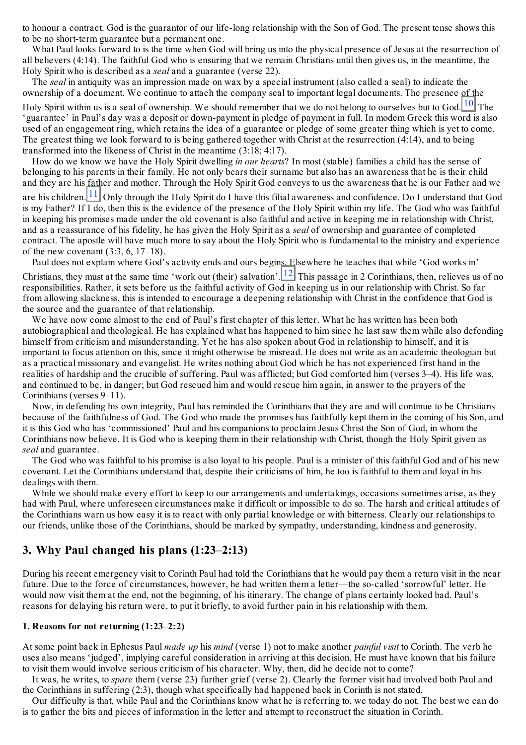to honour a contract. God is the guarantor of our life-long relationship with the Son of God. The present tense shows this to be no short-term guarantee but a permanent one.

What Paul looks forward to is the time when God will bring us into the physical presence of Jesus at the resurrection of all believers (4:14). The faithful God who is ensuring that we remain Christians until then gives us, in the meantime, the Holy Spirit who is described as a *seal* and a guarantee (verse 22).

The *seal* in antiquity was an impression made on wax by a special instrument (also called a seal) to indicate the ownership of a document. We continue to attach the company seal to important legal documents. The presence of the Holy Spirit within us is a seal of ownership. We should remember that we do not belong to ourselves but to God.[10] The 'guarantee' in Paul's day was a deposit or down-payment in pledge of payment in full. In modem Greek this word is also used of an engagement ring, which retains the idea of a guarantee or pledge of some greater thing which is yet to come. The greatest thing we look forward to is being gathered together with Christ at the resurrection (4:14), and to being transformed into the likeness of Christ in the meantime (3:18; 4:17).

How do we know we have the Holy Spirit dwelling *in our hearts*? In most (stable) families a child has the sense of belonging to his parents in their family. He not only bears their surname but also has an awareness that he is their child and they are his father and mother. Through the Holy Spirit God conveys to us the awareness that he is our Father and we are his children.[11] Only through the Holy Spirit do I have this filial awareness and confidence. Do I understand that God is my Father? If I do, then this is the evidence of the presence of the Holy Spirit within my life. The God who was faithful in keeping his promises made under the old covenant is also faithful and active in keeping me in relationship with Christ, and as a reassurance of his fidelity, he has given the Holy Spirit as a *seal* of ownership and guarantee of completed contract. The apostle will have much more to say about the Holy Spirit who is fundamental to the ministry and experience of the new covenant (3:3, 6, 17–18).

Paul does not explain where God's activity ends and ours begins. Elsewhere he teaches that while 'God works in' Christians, they must at the same time 'work out (their) salvation'.[12] This passage in 2 Corinthians, then, relieves us of no responsibilities. Rather, it sets before us the faithful activity of God in keeping us in our relationship with Christ. So far from allowing slackness, this is intended to encourage a deepening relationship with Christ in the confidence that God is the source and the guarantee of that relationship.

We have now come almost to the end of Paul's first chapter of this letter. What he has written has been both autobiographical and theological. He has explained what has happened to him since he last saw them while also defending himself from criticism and misunderstanding. Yet he has also spoken about God in relationship to himself, and it is important to focus attention on this, since it might otherwise be misread. He does not write as an academic theologian but as a practical missionary and evangelist. He writes nothing about God which he has not experienced first hand in the realities of hardship and the crucible of suffering. Paul was afflicted; but God comforted him (verses 3–4). His life was, and continued to be, in danger; but God rescued him and would rescue him again, in answer to the prayers of the Corinthians (verses 9–11).

Now, in defending his own integrity, Paul has reminded the Corinthians that they are and will continue to be Christians because of the faithfulness of God. The God who made the promises has faithfully kept them in the coming of his Son, and it is this God who has 'commissioned' Paul and his companions to proclaim Jesus Christ the Son of God, in whom the Corinthians now believe. It is God who is keeping them in their relationship with Christ, though the Holy Spirit given as *seal* and guarantee.

The God who was faithful to his promise is also loyal to his people. Paul is a minister of this faithful God and of his new covenant. Let the Corinthians understand that, despite their criticisms of him, he too is faithful to them and loyal in his dealings with them.

While we should make every effort to keep to our arrangements and undertakings, occasions sometimes arise, as they had with Paul, where unforeseen circumstances make it difficult or impossible to do so. The harsh and critical attitudes of the Corinthians warn us how easy it is to react with only partial knowledge or with bitterness. Clearly our relationships to our friends, unlike those of the Corinthians, should be marked by sympathy, understanding, kindness and generosity.

## 3. Why Paul changed his plans (1:23–2:13)

During his recent emergency visit to Corinth Paul had told the Corinthians that he would pay them a return visit in the near future. Due to the force of circumstances, however, he had written them a letter—the so-called 'sorrowful' letter. He would now visit them at the end, not the beginning, of his itinerary. The change of plans certainly looked bad. Paul's reasons for delaying his return were, to put it briefly, to avoid further pain in his relationship with them.

#### 1. Reasons for not returning (1:23–2:2)

At some point back in Ephesus Paul *made up* his *mind* (verse 1) not to make another *painful visit* to Corinth. The verb he uses also means 'judged', implying careful consideration in arriving at this decision. He must have known that his failure to visit them would involve serious criticism of his character. Why, then, did he decide not to come?

It was, he writes, to *spare* them (verse 23) further grief (verse 2). Clearly the former visit had involved both Paul and the Corinthians in suffering (2:3), though what specifically had happened back in Corinth is not stated.

Our difficulty is that, while Paul and the Corinthians know what he is referring to, we today do not. The best we can do is to gather the bits and pieces of information in the letter and attempt to reconstruct the situation in Corinth.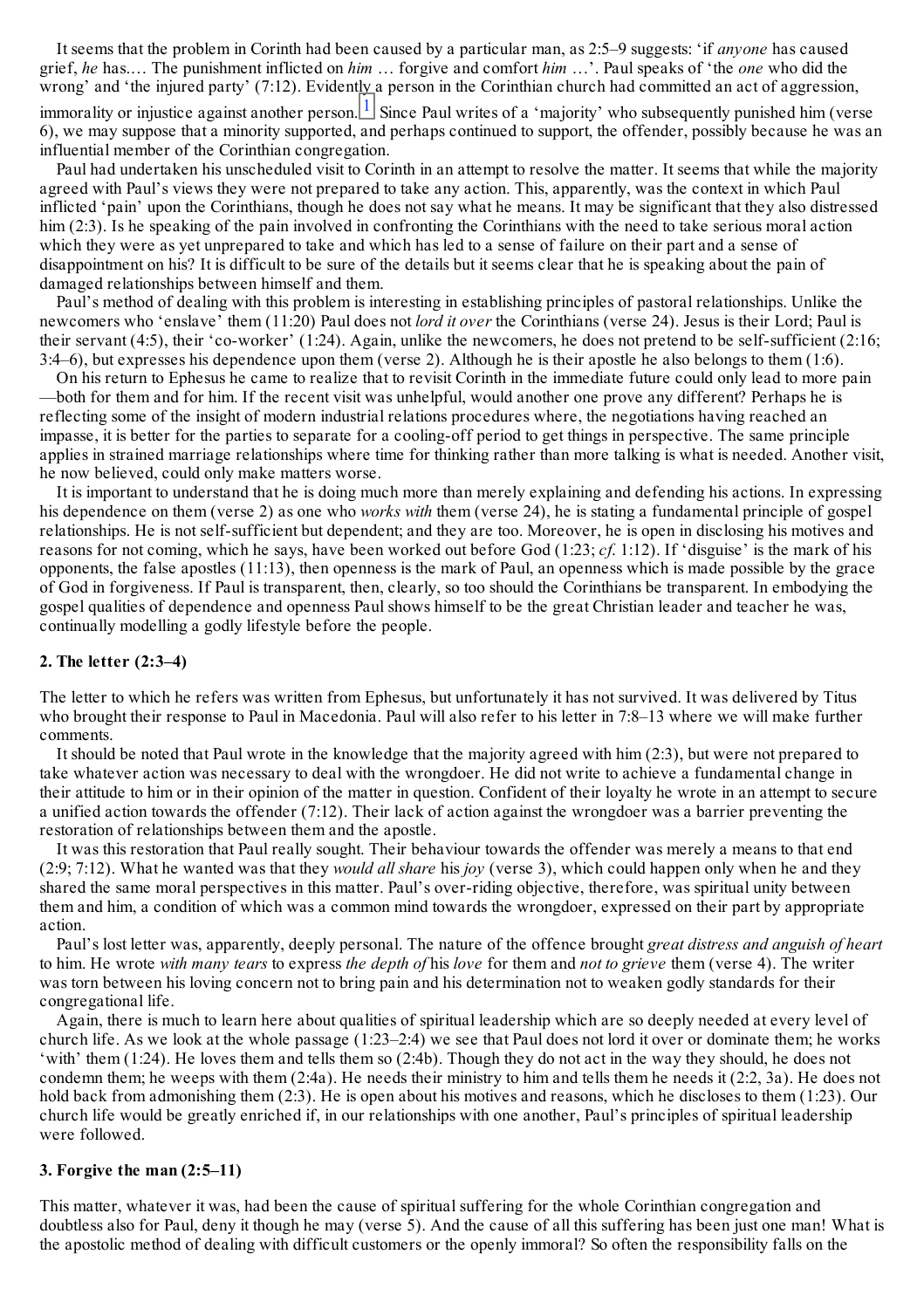It seems that the problem in Corinth had been caused by a particular man, as 2:5–9 suggests: 'if *anyone* has caused grief, *he* has.… The punishment inflicted on *him* … forgive and comfort *him* …'. Paul speaks of 'the *one* who did the wrong' and 'the injured party' (7:12). Evidently a person in the Corinthian church had committed an act of aggression, immorality or injustice against another person.[1] Since Paul writes of a 'majority' who subsequently punished him (verse 6), we may suppose that a minority supported, and perhaps continued to support, the offender, possibly because he was an influential member of the Corinthian congregation.

Paul had undertaken his unscheduled visit to Corinth in an attempt to resolve the matter. It seems that while the majority agreed with Paul's views they were not prepared to take any action. This, apparently, was the context in which Paul inflicted 'pain' upon the Corinthians, though he does not say what he means. It may be significant that they also distressed him (2:3). Is he speaking of the pain involved in confronting the Corinthians with the need to take serious moral action which they were as yet unprepared to take and which has led to a sense of failure on their part and a sense of disappointment on his? It is difficult to be sure of the details but it seems clear that he is speaking about the pain of damaged relationships between himself and them.

Paul's method of dealing with this problem is interesting in establishing principles of pastoral relationships. Unlike the newcomers who 'enslave' them (11:20) Paul does not *lord it over* the Corinthians (verse 24). Jesus is their Lord; Paul is their servant (4:5), their 'co-worker' (1:24). Again, unlike the newcomers, he does not pretend to be self-sufficient (2:16; 3:4–6), but expresses his dependence upon them (verse 2). Although he is their apostle he also belongs to them (1:6).

On his return to Ephesus he came to realize that to revisit Corinth in the immediate future could only lead to more pain —both for them and for him. If the recent visit was unhelpful, would another one prove any different? Perhaps he is reflecting some of the insight of modern industrial relations procedures where, the negotiations having reached an impasse, it is better for the parties to separate for a cooling-off period to get things in perspective. The same principle applies in strained marriage relationships where time for thinking rather than more talking is what is needed. Another visit, he now believed, could only make matters worse.

It is important to understand that he is doing much more than merely explaining and defending his actions. In expressing his dependence on them (verse 2) as one who *works with* them (verse 24), he is stating a fundamental principle of gospel relationships. He is not self-sufficient but dependent; and they are too. Moreover, he is open in disclosing his motives and reasons for not coming, which he says, have been worked out before God (1:23; *cf.* 1:12). If 'disguise' is the mark of his opponents, the false apostles (11:13), then openness is the mark of Paul, an openness which is made possible by the grace of God in forgiveness. If Paul is transparent, then, clearly, so too should the Corinthians be transparent. In embodying the gospel qualities of dependence and openness Paul shows himself to be the great Christian leader and teacher he was, continually modelling a godly lifestyle before the people.

## 2. The letter (2:3–4)

The letter to which he refers was written from Ephesus, but unfortunately it has not survived. It was delivered by Titus who brought their response to Paul in Macedonia. Paul will also refer to his letter in 7:8–13 where we will make further comments.

It should be noted that Paul wrote in the knowledge that the majority agreed with him (2:3), but were not prepared to take whatever action was necessary to deal with the wrongdoer. He did not write to achieve a fundamental change in their attitude to him or in their opinion of the matter in question. Confident of their loyalty he wrote in an attempt to secure a unified action towards the offender (7:12). Their lack of action against the wrongdoer was a barrier preventing the restoration of relationships between them and the apostle.

It was this restoration that Paul really sought. Their behaviour towards the offender was merely a means to that end (2:9; 7:12). What he wanted was that they *would all share* his *joy* (verse 3), which could happen only when he and they shared the same moral perspectives in this matter. Paul's over-riding objective, therefore, was spiritual unity between them and him, a condition of which was a common mind towards the wrongdoer, expressed on their part by appropriate action.

Paul's lost letter was, apparently, deeply personal. The nature of the offence brought *great distress and anguish of heart* to him. He wrote *with many tears* to express *the depth of* his *love* for them and *not to grieve* them (verse 4). The writer was torn between his loving concern not to bring pain and his determination not to weaken godly standards for their congregational life.

Again, there is much to learn here about qualities of spiritual leadership which are so deeply needed at every level of church life. As we look at the whole passage (1:23–2:4) we see that Paul does not lord it over or dominate them; he works 'with' them (1:24). He loves them and tells them so (2:4b). Though they do not act in the way they should, he does not condemn them; he weeps with them (2:4a). He needs their ministry to him and tells them he needs it (2:2, 3a). He does not hold back from admonishing them (2:3). He is open about his motives and reasons, which he discloses to them (1:23). Our church life would be greatly enriched if, in our relationships with one another, Paul's principles of spiritual leadership were followed.

## 3. Forgive the man (2:5–11)

This matter, whatever it was, had been the cause of spiritual suffering for the whole Corinthian congregation and doubtless also for Paul, deny it though he may (verse 5). And the cause of all this suffering has been just one man! What is the apostolic method of dealing with difficult customers or the openly immoral? So often the responsibility falls on the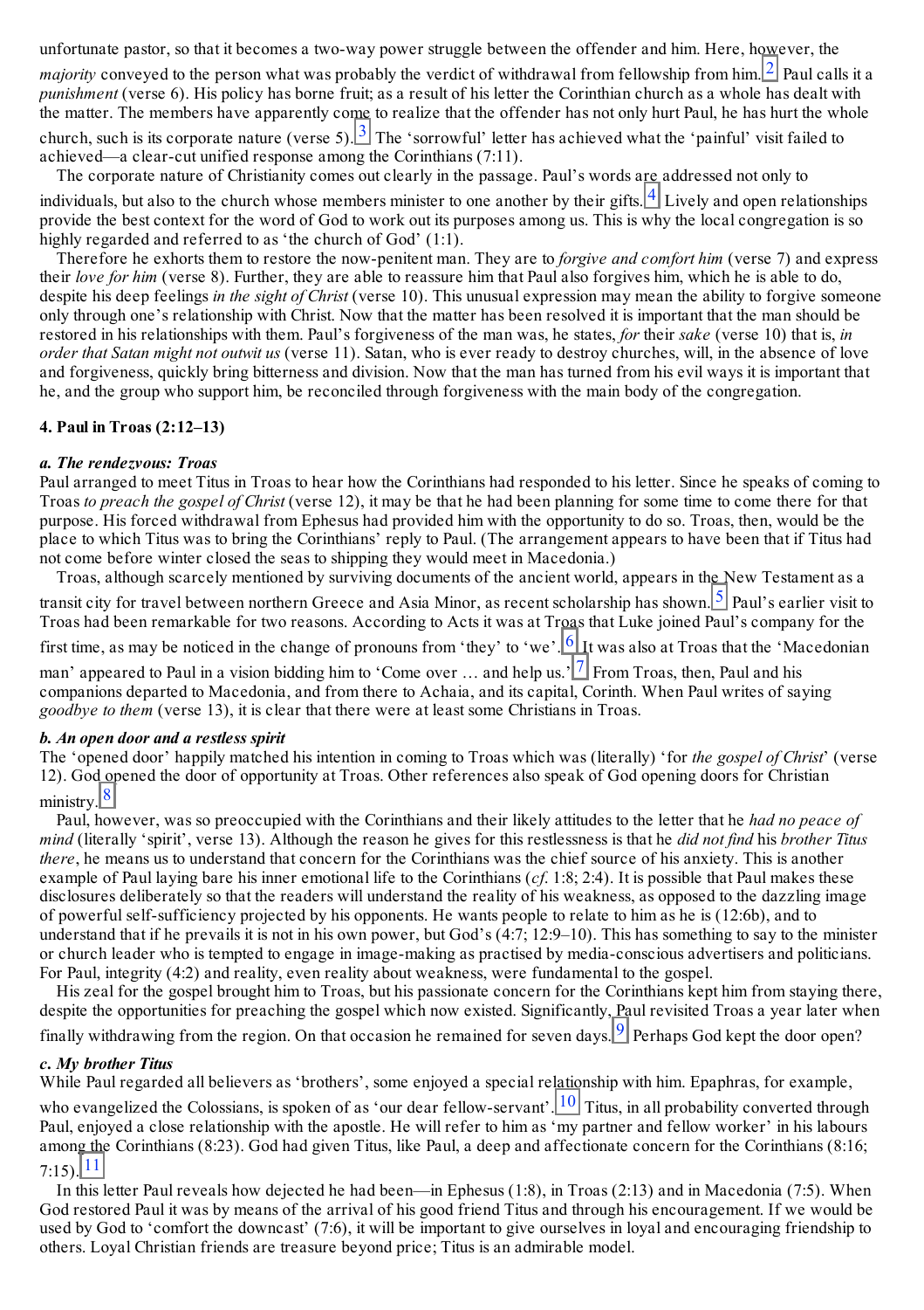unfortunate pastor, so that it becomes a two-way power struggle between the offender and him. Here, however, the *majority* conveyed to the person what was probably the verdict of withdrawal from fellowship from him.[2] Paul calls it a *punishment* (verse 6). His policy has borne fruit; as a result of his letter the Corinthian church as a whole has dealt with the matter. The members have apparently come to realize that the offender has not only hurt Paul, he has hurt the whole church, such is its corporate nature (verse 5).[3] The 'sorrowful' letter has achieved what the 'painful' visit failed to achieved—a clear-cut unified response among the Corinthians (7:11).

The corporate nature of Christianity comes out clearly in the passage. Paul's words are addressed not only to individuals, but also to the church whose members minister to one another by their gifts.[4] Lively and open relationships provide the best context for the word of God to work out its purposes among us. This is why the local congregation is so highly regarded and referred to as 'the church of God' (1:1).

Therefore he exhorts them to restore the now-penitent man. They are to *forgive and comfort him* (verse 7) and express their *love for him* (verse 8). Further, they are able to reassure him that Paul also forgives him, which he is able to do, despite his deep feelings *in the sight of Christ* (verse 10). This unusual expression may mean the ability to forgive someone only through one's relationship with Christ. Now that the matter has been resolved it is important that the man should be restored in his relationships with them. Paul's forgiveness of the man was, he states, *for* their *sake* (verse 10) that is, *in order that Satan might not outwit us* (verse 11). Satan, who is ever ready to destroy churches, will, in the absence of love and forgiveness, quickly bring bitterness and division. Now that the man has turned from his evil ways it is important that he, and the group who support him, be reconciled through forgiveness with the main body of the congregation.

### 4. Paul in Troas (2:12–13)

#### *a. The rendezvous: Troas*

Paul arranged to meet Titus in Troas to hear how the Corinthians had responded to his letter. Since he speaks of coming to Troas *to preach the gospel of Christ* (verse 12), it may be that he had been planning for some time to come there for that purpose. His forced withdrawal from Ephesus had provided him with the opportunity to do so. Troas, then, would be the place to which Titus was to bring the Corinthians' reply to Paul. (The arrangement appears to have been that if Titus had not come before winter closed the seas to shipping they would meet in Macedonia.)

Troas, although scarcely mentioned by surviving documents of the ancient world, appears in the New Testament as a transit city for travel between northern Greece and Asia Minor, as recent scholarship has shown.[5] Paul's earlier visit to Troas had been remarkable for two reasons. According to Acts it was at Troas that Luke joined Paul's company for the first time, as may be noticed in the change of pronouns from 'they' to 'we'.[6] It was also at Troas that the 'Macedonian man' appeared to Paul in a vision bidding him to 'Come over … and help us.'[7] From Troas, then, Paul and his companions departed to Macedonia, and from there to Achaia, and its capital, Corinth. When Paul writes of saying *goodbye to them* (verse 13), it is clear that there were at least some Christians in Troas.

#### *b. An open door and a restless spirit*

The 'opened door' happily matched his intention in coming to Troas which was (literally) 'for *the gospel of Christ*' (verse 12). God opened the door of opportunity at Troas. Other references also speak of God opening doors for Christian ministry.[8]

Paul, however, was so preoccupied with the Corinthians and their likely attitudes to the letter that he *had no peace of mind* (literally 'spirit', verse 13). Although the reason he gives for this restlessness is that he *did not find* his *brother Titus there*, he means us to understand that concern for the Corinthians was the chief source of his anxiety. This is another example of Paul laying bare his inner emotional life to the Corinthians (*cf.* 1:8; 2:4). It is possible that Paul makes these disclosures deliberately so that the readers will understand the reality of his weakness, as opposed to the dazzling image of powerful self-sufficiency projected by his opponents. He wants people to relate to him as he is (12:6b), and to understand that if he prevails it is not in his own power, but God's (4:7; 12:9–10). This has something to say to the minister or church leader who is tempted to engage in image-making as practised by media-conscious advertisers and politicians. For Paul, integrity (4:2) and reality, even reality about weakness, were fundamental to the gospel.

His zeal for the gospel brought him to Troas, but his passionate concern for the Corinthians kept him from staying there, despite the opportunities for preaching the gospel which now existed. Significantly, Paul revisited Troas a year later when finally withdrawing from the region. On that occasion he remained for seven days.[9] Perhaps God kept the door open?

#### *c. My brother Titus*

While Paul regarded all believers as 'brothers', some enjoyed a special relationship with him. Epaphras, for example, who evangelized the Colossians, is spoken of as 'our dear fellow-servant'.[10] Titus, in all probability converted through Paul, enjoyed a close relationship with the apostle. He will refer to him as 'my partner and fellow worker' in his labours among the Corinthians (8:23). God had given Titus, like Paul, a deep and affectionate concern for the Corinthians (8:16; 7:15).[11]

In this letter Paul reveals how dejected he had been—in Ephesus (1:8), in Troas (2:13) and in Macedonia (7:5). When God restored Paul it was by means of the arrival of his good friend Titus and through his encouragement. If we would be used by God to 'comfort the downcast' (7:6), it will be important to give ourselves in loyal and encouraging friendship to others. Loyal Christian friends are treasure beyond price; Titus is an admirable model.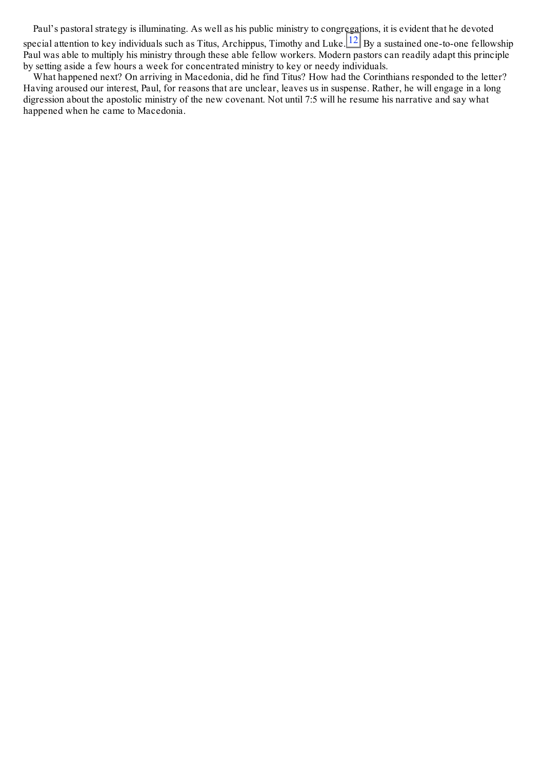Paul's pastoral strategy is illuminating. As well as his public ministry to congregations, it is evident that he devoted special attention to key individuals such as Titus, Archippus, Timothy and Luke.[12] By a sustained one-to-one fellowship Paul was able to multiply his ministry through these able fellow workers. Modern pastors can readily adapt this principle by setting aside a few hours a week for concentrated ministry to key or needy individuals.

What happened next? On arriving in Macedonia, did he find Titus? How had the Corinthians responded to the letter? Having aroused our interest, Paul, for reasons that are unclear, leaves us in suspense. Rather, he will engage in a long digression about the apostolic ministry of the new covenant. Not until 7:5 will he resume his narrative and say what happened when he came to Macedonia.